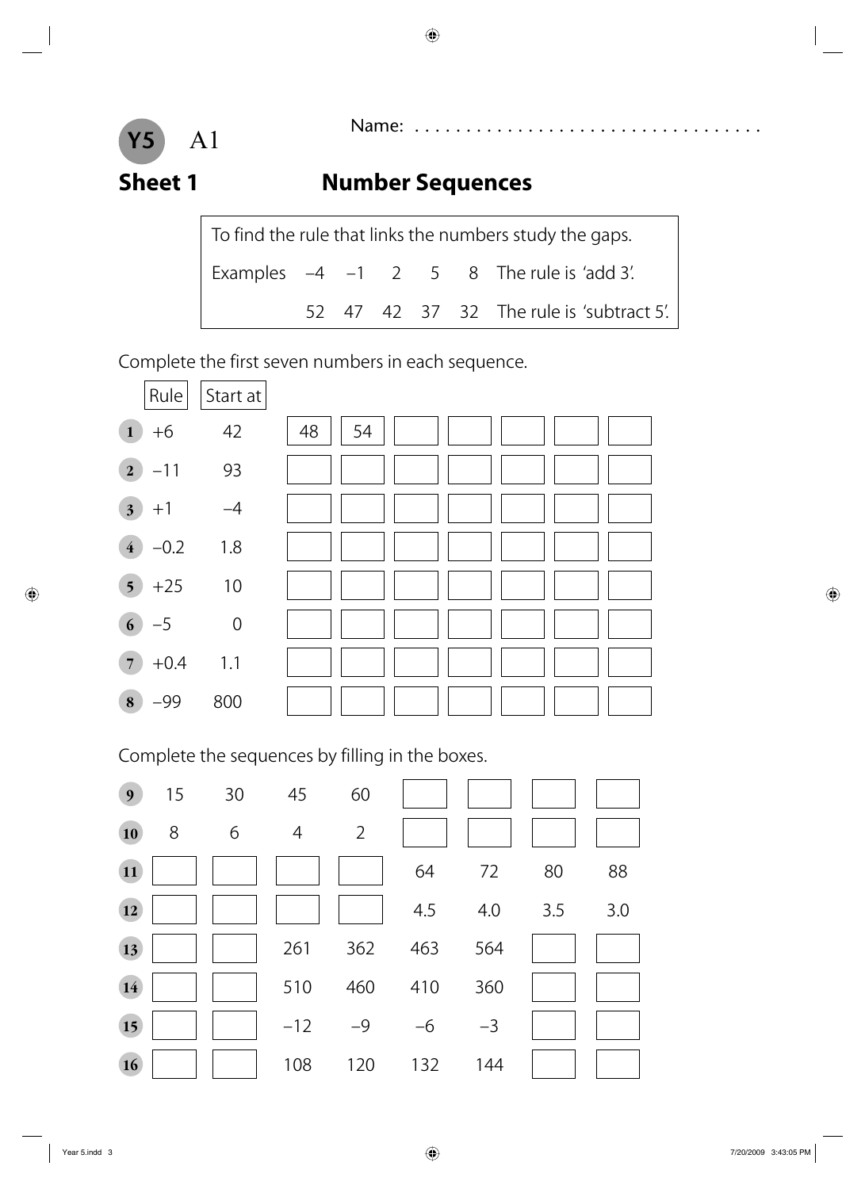**Y5** A1

Name: ..................................

## Sheet 1 Number Sequences

To find the rule that links the numbers study the gaps.

| Examples | –4 | –1 | 2 | 5 | 8 | The rule is 'add 3'. |
|---|---|---|---|---|---|---|
| | 52 | 47 | 42 | 37 | 32 | The rule is 'subtract 5'. |

Complete the first seven numbers in each sequence.

| | Rule | Start at | | | | | | | |
|---|---|---|---|---|---|---|---|---|---|
| 1 | +6 | 42 | 48 | 54 | | | | | |
| 2 | –11 | 93 | | | | | | | |
| 3 | +1 | –4 | | | | | | | |
| 4 | –0.2 | 1.8 | | | | | | | |
| 5 | +25 | 10 | | | | | | | |
| 6 | –5 | 0 | | | | | | | |
| 7 | +0.4 | 1.1 | | | | | | | |
| 8 | –99 | 800 | | | | | | | |

Complete the sequences by filling in the boxes.

| | | | | | | | | |
|---|---|---|---|---|---|---|---|---|
| 9 | 15 | 30 | 45 | 60 | | | | |
| 10 | 8 | 6 | 4 | 2 | | | | |
| 11 | | | | | 64 | 72 | 80 | 88 |
| 12 | | | | | 4.5 | 4.0 | 3.5 | 3.0 |
| 13 | | | 261 | 362 | 463 | 564 | | |
| 14 | | | 510 | 460 | 410 | 360 | | |
| 15 | | | –12 | –9 | –6 | –3 | | |
| 16 | | | 108 | 120 | 132 | 144 | | |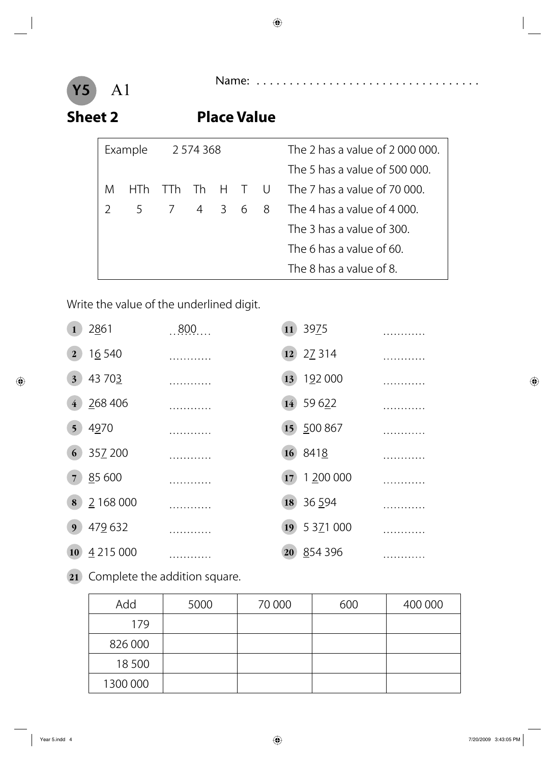**Y5** A1

Name: ..................................

## Sheet 2 Place Value

| Example | 2 574 368 | | | | | | The 2 has a value of 2 000 000. |
|---|---|---|---|---|---|---|---|
| | | | | | | | The 5 has a value of 500 000. |
| M | HTh | TTh | Th | H | T | U | The 7 has a value of 70 000. |
| 2 | 5 | 7 | 4 | 3 | 6 | 8 | The 4 has a value of 4 000. |
| | | | | | | | The 3 has a value of 300. |
| | | | | | | | The 6 has a value of 60. |
| | | | | | | | The 8 has a value of 8. |

Write the value of the underlined digit.

1. 2<u>8</u>61 ...800...
2. 1<u>6</u> 540 ...........
3. 43 70<u>3</u> ...........
4. <u>2</u>68 406 ...........
5. 4<u>9</u>70 ...........
6. 35<u>7</u> 200 ...........
7. <u>8</u>5 600 ...........
8. <u>2</u> 168 000 ...........
9. 47<u>9</u> 632 ...........
10. <u>4</u> 215 000 ...........
11. 39<u>7</u>5 ...........
12. 2<u>7</u> 314 ...........
13. 1<u>9</u>2 000 ...........
14. 59 6<u>2</u>2 ...........
15. <u>5</u>00 867 ...........
16. 841<u>8</u> ...........
17. 1 <u>2</u>00 000 ...........
18. 36 <u>5</u>94 ...........
19. 5 3<u>7</u>1 000 ...........
20. <u>8</u>54 396 ...........

21. Complete the addition square.

| Add | 5000 | 70 000 | 600 | 400 000 |
|---|---|---|---|---|
| 179 | | | | |
| 826 000 | | | | |
| 18 500 | | | | |
| 1300 000 | | | | |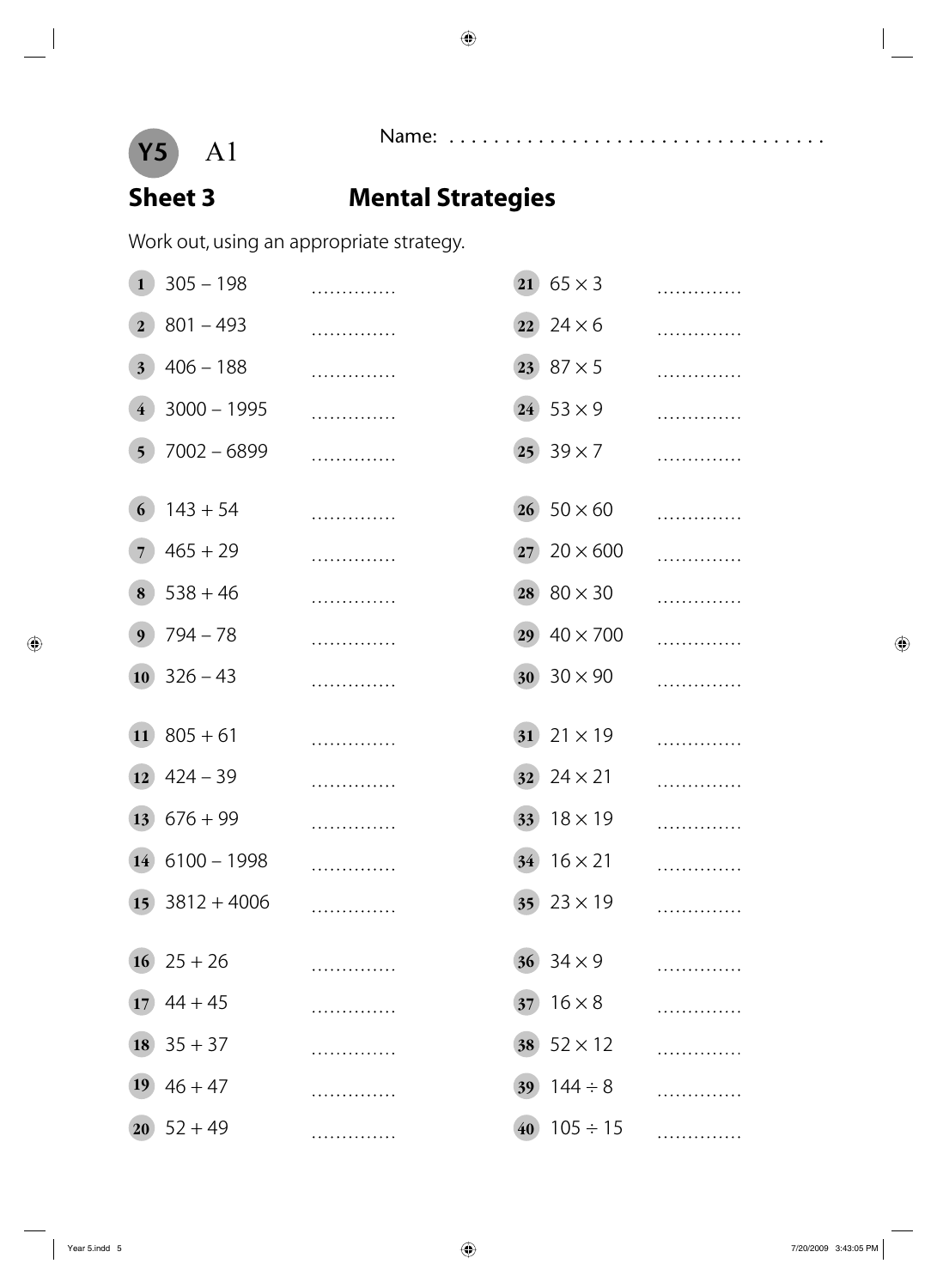Y5 A1

Name: ..................................

## Sheet 3 Mental Strategies

Work out, using an appropriate strategy.

1. $305 - 198$ ..............
2. $801 - 493$ ..............
3. $406 - 188$ ..............
4. $3000 - 1995$ ..............
5. $7002 - 6899$ ..............
6. $143 + 54$ ..............
7. $465 + 29$ ..............
8. $538 + 46$ ..............
9. $794 - 78$ ..............
10. $326 - 43$ ..............
11. $805 + 61$ ..............
12. $424 - 39$ ..............
13. $676 + 99$ ..............
14. $6100 - 1998$ ..............
15. $3812 + 4006$ ..............
16. $25 + 26$ ..............
17. $44 + 45$ ..............
18. $35 + 37$ ..............
19. $46 + 47$ ..............
20. $52 + 49$ ..............
21. $65 \times 3$ ..............
22. $24 \times 6$ ..............
23. $87 \times 5$ ..............
24. $53 \times 9$ ..............
25. $39 \times 7$ ..............
26. $50 \times 60$ ..............
27. $20 \times 600$ ..............
28. $80 \times 30$ ..............
29. $40 \times 700$ ..............
30. $30 \times 90$ ..............
31. $21 \times 19$ ..............
32. $24 \times 21$ ..............
33. $18 \times 19$ ..............
34. $16 \times 21$ ..............
35. $23 \times 19$ ..............
36. $34 \times 9$ ..............
37. $16 \times 8$ ..............
38. $52 \times 12$ ..............
39. $144 \div 8$ ..............
40. $105 \div 15$ ..............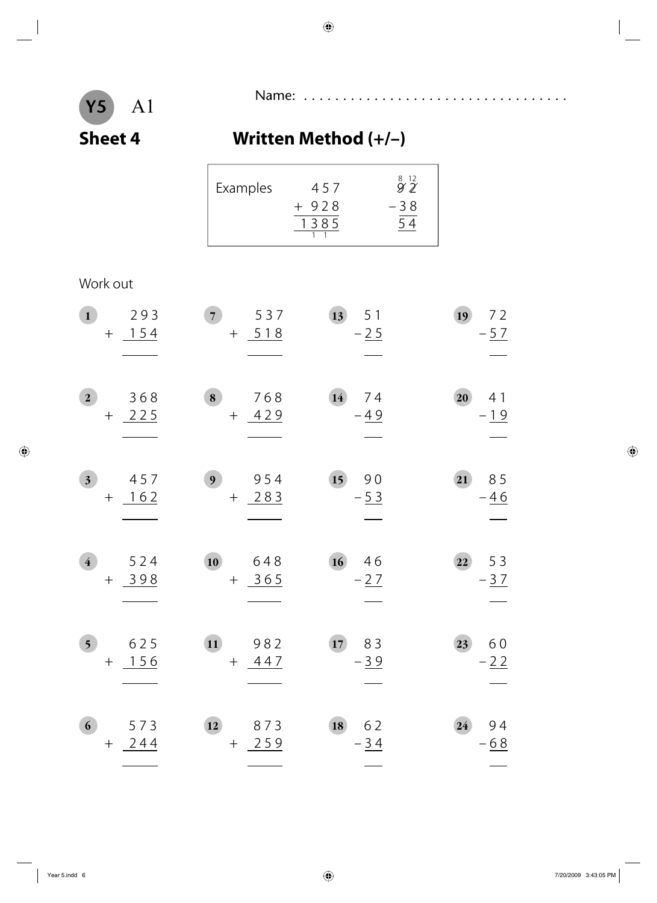**Y5** A1

Name: ...................................

## Sheet 4

## Written Method (+/−)

Examples

$$\begin{array}{r} 457 \\ +\ 928 \\ \hline 1385 \\ {\scriptstyle 1\ 1\ } \end{array} \qquad \begin{array}{r} \overset{8}{\cancel{9}}\overset{12}{\cancel{2}} \\ -\ 38 \\ \hline 54 \end{array}$$

Work out

1. $\begin{array}{r} 293 \\ +\ 154 \\ \hline \end{array}$

2. $\begin{array}{r} 368 \\ +\ 225 \\ \hline \end{array}$

3. $\begin{array}{r} 457 \\ +\ 162 \\ \hline \end{array}$

4. $\begin{array}{r} 524 \\ +\ 398 \\ \hline \end{array}$

5. $\begin{array}{r} 625 \\ +\ 156 \\ \hline \end{array}$

6. $\begin{array}{r} 573 \\ +\ 244 \\ \hline \end{array}$

7. $\begin{array}{r} 537 \\ +\ 518 \\ \hline \end{array}$

8. $\begin{array}{r} 768 \\ +\ 429 \\ \hline \end{array}$

9. $\begin{array}{r} 954 \\ +\ 283 \\ \hline \end{array}$

10. $\begin{array}{r} 648 \\ +\ 365 \\ \hline \end{array}$

11. $\begin{array}{r} 982 \\ +\ 447 \\ \hline \end{array}$

12. $\begin{array}{r} 873 \\ +\ 259 \\ \hline \end{array}$

13. $\begin{array}{r} 51 \\ -\ 25 \\ \hline \end{array}$

14. $\begin{array}{r} 74 \\ -\ 49 \\ \hline \end{array}$

15. $\begin{array}{r} 90 \\ -\ 53 \\ \hline \end{array}$

16. $\begin{array}{r} 46 \\ -\ 27 \\ \hline \end{array}$

17. $\begin{array}{r} 83 \\ -\ 39 \\ \hline \end{array}$

18. $\begin{array}{r} 62 \\ -\ 34 \\ \hline \end{array}$

19. $\begin{array}{r} 72 \\ -\ 57 \\ \hline \end{array}$

20. $\begin{array}{r} 41 \\ -\ 19 \\ \hline \end{array}$

21. $\begin{array}{r} 85 \\ -\ 46 \\ \hline \end{array}$

22. $\begin{array}{r} 53 \\ -\ 37 \\ \hline \end{array}$

23. $\begin{array}{r} 60 \\ -\ 22 \\ \hline \end{array}$

24. $\begin{array}{r} 94 \\ -\ 68 \\ \hline \end{array}$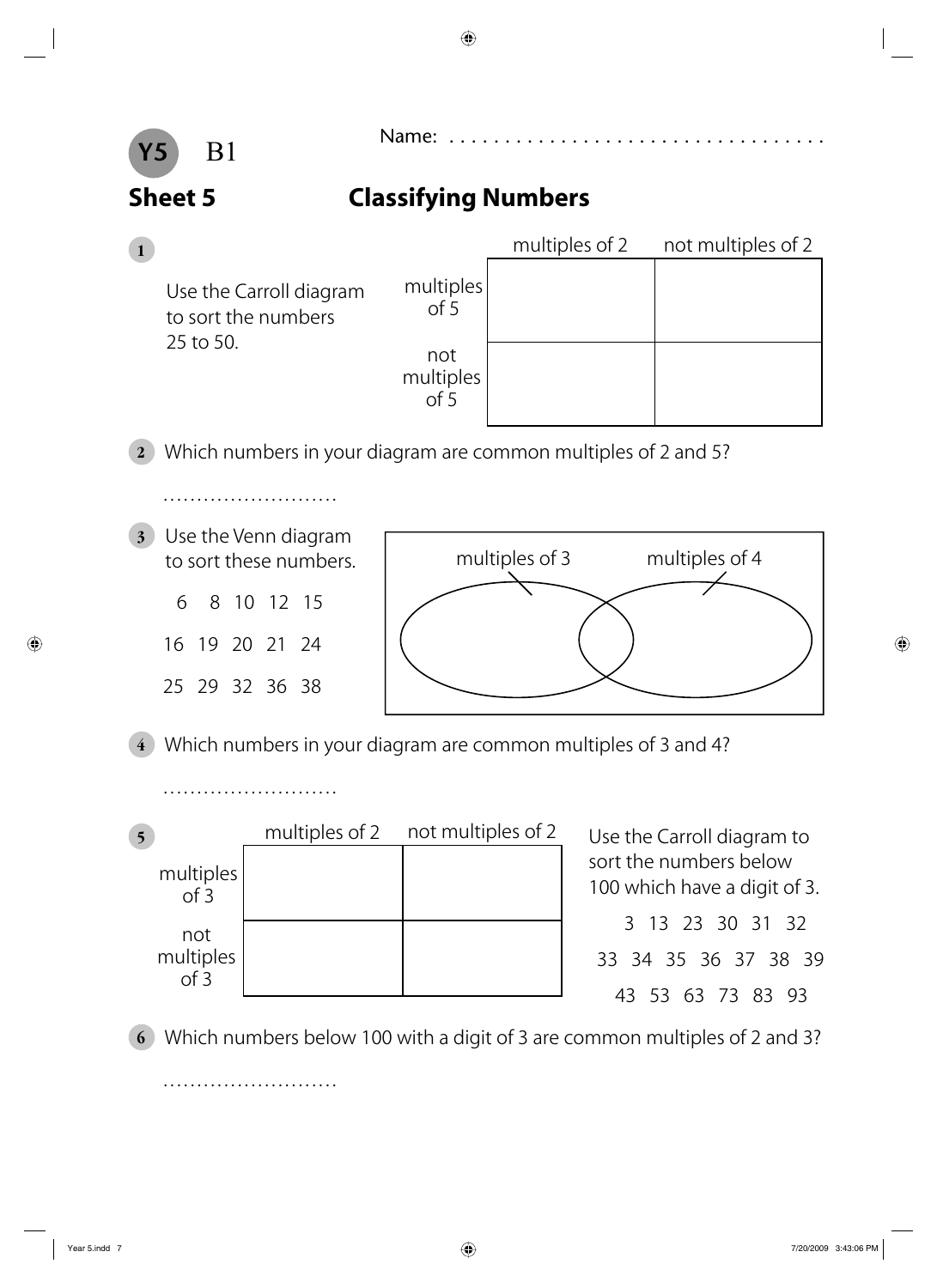**Y5** B1

Name: ..................................

## Sheet 5 — Classifying Numbers

**1** Use the Carroll diagram to sort the numbers 25 to 50.

| | multiples of 2 | not multiples of 2 |
|---|---|---|
| multiples of 5 | | |
| not multiples of 5 | | |

**2** Which numbers in your diagram are common multiples of 2 and 5?

..........................

**3** Use the Venn diagram to sort these numbers.

6 8 10 12 15

16 19 20 21 24

25 29 32 36 38

multiples of 3 | multiples of 4

**4** Which numbers in your diagram are common multiples of 3 and 4?

..........................

**5** Use the Carroll diagram to sort the numbers below 100 which have a digit of 3.

3 13 23 30 31 32

33 34 35 36 37 38 39

43 53 63 73 83 93

| | multiples of 2 | not multiples of 2 |
|---|---|---|
| multiples of 3 | | |
| not multiples of 3 | | |

**6** Which numbers below 100 with a digit of 3 are common multiples of 2 and 3?

..........................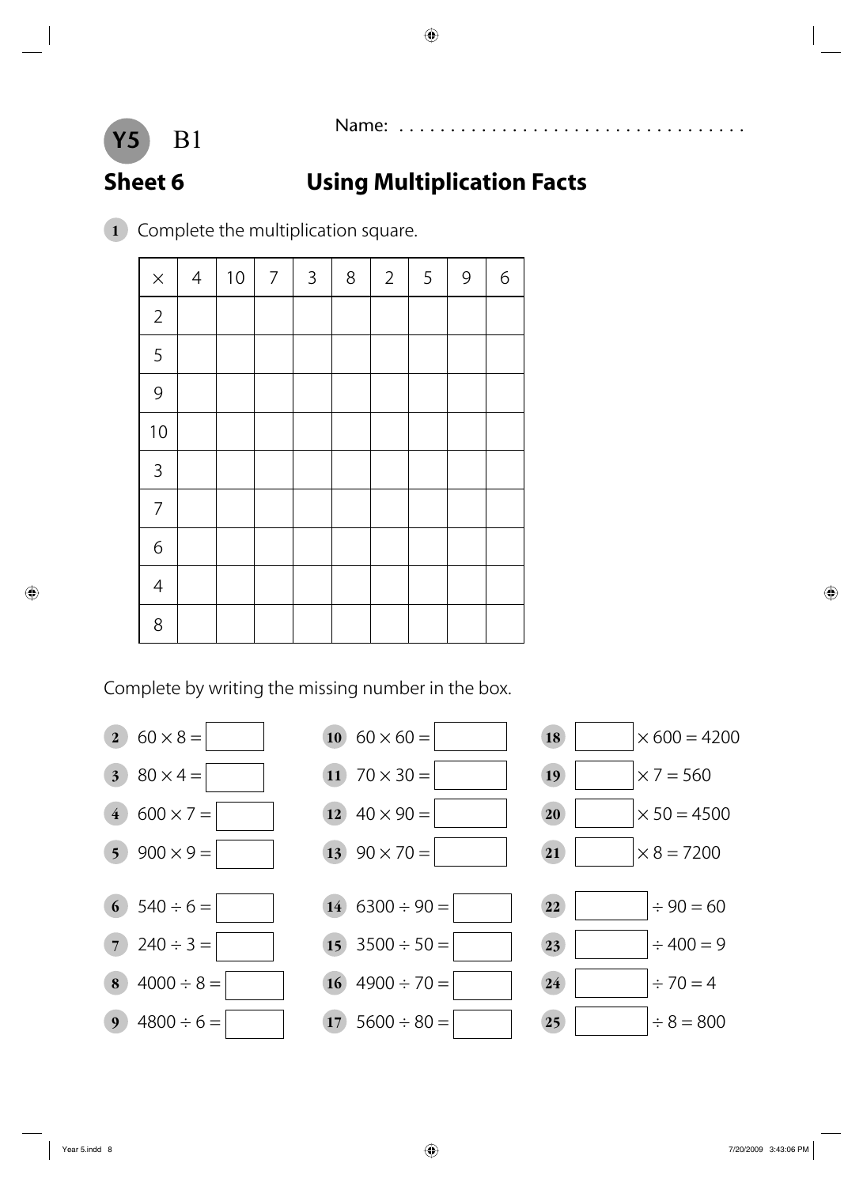Y5 B1

Name: . . . . . . . . . . . . . . . . . . . . . . . . . . . . . . . . . .

## Sheet 6 Using Multiplication Facts

**1** Complete the multiplication square.

| × | 4 | 10 | 7 | 3 | 8 | 2 | 5 | 9 | 6 |
|---|---|---|---|---|---|---|---|---|---|
| 2 | | | | | | | | | |
| 5 | | | | | | | | | |
| 9 | | | | | | | | | |
| 10 | | | | | | | | | |
| 3 | | | | | | | | | |
| 7 | | | | | | | | | |
| 6 | | | | | | | | | |
| 4 | | | | | | | | | |
| 8 | | | | | | | | | |

Complete by writing the missing number in the box.

**2** $60 \times 8 = \square$

**3** $80 \times 4 = \square$

**4** $600 \times 7 = \square$

**5** $900 \times 9 = \square$

**6** $540 \div 6 = \square$

**7** $240 \div 3 = \square$

**8** $4000 \div 8 = \square$

**9** $4800 \div 6 = \square$

**10** $60 \times 60 = \square$

**11** $70 \times 30 = \square$

**12** $40 \times 90 = \square$

**13** $90 \times 70 = \square$

**14** $6300 \div 90 = \square$

**15** $3500 \div 50 = \square$

**16** $4900 \div 70 = \square$

**17** $5600 \div 80 = \square$

**18** $\square \times 600 = 4200$

**19** $\square \times 7 = 560$

**20** $\square \times 50 = 4500$

**21** $\square \times 8 = 7200$

**22** $\square \div 90 = 60$

**23** $\square \div 400 = 9$

**24** $\square \div 70 = 4$

**25** $\square \div 8 = 800$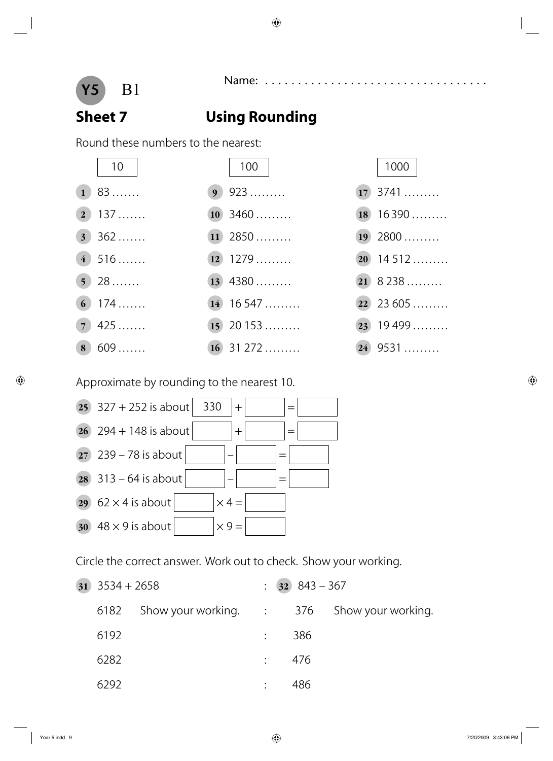Y5 B1

Name: ...................................

## Sheet 7 Using Rounding

Round these numbers to the nearest:

| 10 | 100 | 1000 |
|---|---|---|
| **1** 83 ....... | **9** 923 ......... | **17** 3741 ......... |
| **2** 137 ....... | **10** 3460 ......... | **18** 16 390 ......... |
| **3** 362 ....... | **11** 2850 ......... | **19** 2800 ......... |
| **4** 516 ....... | **12** 1279 ......... | **20** 14 512 ......... |
| **5** 28 ....... | **13** 4380 ......... | **21** 8 238 ......... |
| **6** 174 ....... | **14** 16 547 ......... | **22** 23 605 ......... |
| **7** 425 ....... | **15** 20 153 ......... | **23** 19 499 ......... |
| **8** 609 ....... | **16** 31 272 ......... | **24** 9531 ......... |

Approximate by rounding to the nearest 10.

**25** 327 + 252 is about [ 330 ] + [ &nbsp;&nbsp;&nbsp; ] = [ &nbsp;&nbsp;&nbsp; ]

**26** 294 + 148 is about [ &nbsp;&nbsp;&nbsp; ] + [ &nbsp;&nbsp;&nbsp; ] = [ &nbsp;&nbsp;&nbsp; ]

**27** 239 – 78 is about [ &nbsp;&nbsp;&nbsp; ] – [ &nbsp;&nbsp;&nbsp; ] = [ &nbsp;&nbsp;&nbsp; ]

**28** 313 – 64 is about [ &nbsp;&nbsp;&nbsp; ] – [ &nbsp;&nbsp;&nbsp; ] = [ &nbsp;&nbsp;&nbsp; ]

**29** 62 × 4 is about [ &nbsp;&nbsp;&nbsp; ] × 4 = [ &nbsp;&nbsp;&nbsp; ]

**30** 48 × 9 is about [ &nbsp;&nbsp;&nbsp; ] × 9 = [ &nbsp;&nbsp;&nbsp; ]

Circle the correct answer. Work out to check. Show your working.

**31** 3534 + 2658

6182 Show your working.

6192

6282

6292

**32** 843 – 367

376 Show your working.

386

476

486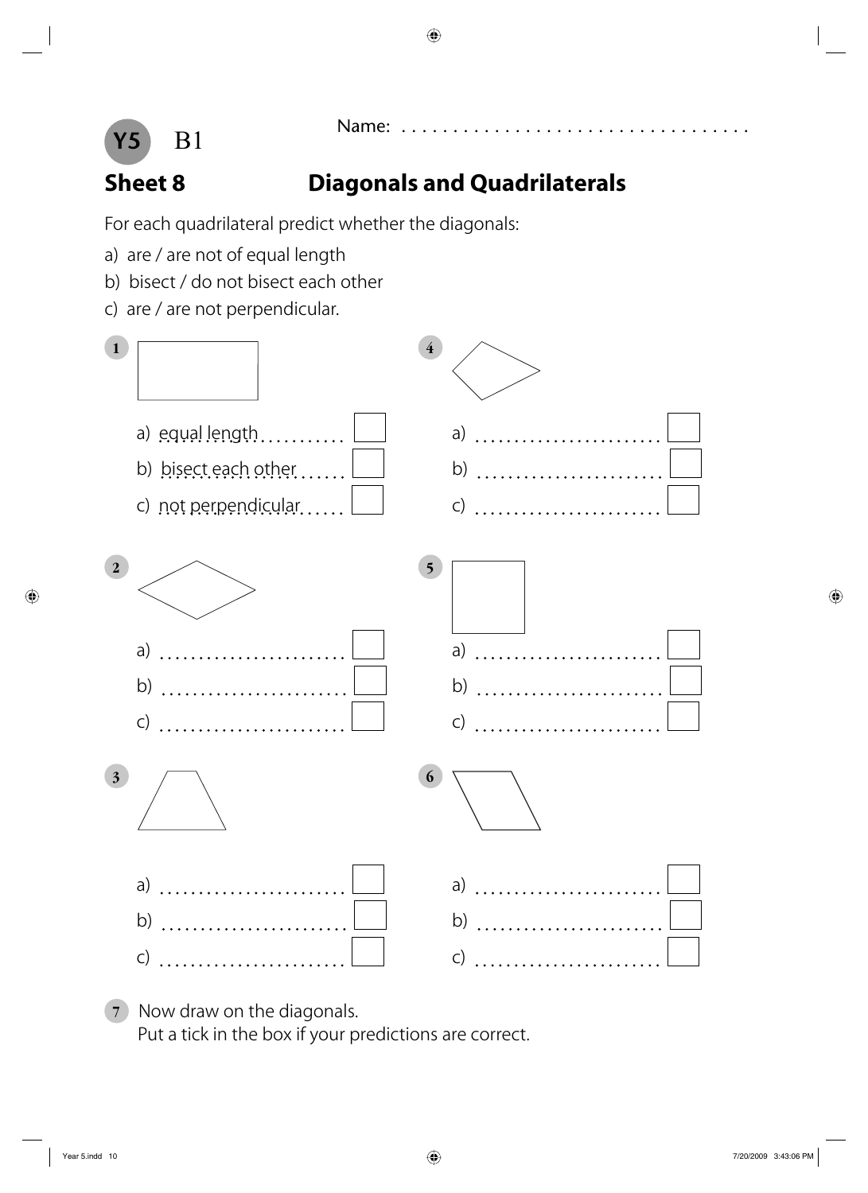**Y5** B1

Name: . . . . . . . . . . . . . . . . . . . . . . . . . . . . . . . . . .

# Sheet 8 Diagonals and Quadrilaterals

For each quadrilateral predict whether the diagonals:

a) are / are not of equal length

b) bisect / do not bisect each other

c) are / are not perpendicular.

**1**

a) equal length . . . . . . . . . . . ☐

b) bisect each other . . . . . . ☐

c) not perpendicular . . . . . ☐

**2**

a) . . . . . . . . . . . . . . . . . . . . . . . ☐

b) . . . . . . . . . . . . . . . . . . . . . . . ☐

c) . . . . . . . . . . . . . . . . . . . . . . . ☐

**3**

a) . . . . . . . . . . . . . . . . . . . . . . . ☐

b) . . . . . . . . . . . . . . . . . . . . . . . ☐

c) . . . . . . . . . . . . . . . . . . . . . . . ☐

**4**

a) . . . . . . . . . . . . . . . . . . . . . . . ☐

b) . . . . . . . . . . . . . . . . . . . . . . . ☐

c) . . . . . . . . . . . . . . . . . . . . . . . ☐

**5**

a) . . . . . . . . . . . . . . . . . . . . . . . ☐

b) . . . . . . . . . . . . . . . . . . . . . . . ☐

c) . . . . . . . . . . . . . . . . . . . . . . . ☐

**6**

a) . . . . . . . . . . . . . . . . . . . . . . . ☐

b) . . . . . . . . . . . . . . . . . . . . . . . ☐

c) . . . . . . . . . . . . . . . . . . . . . . . ☐

**7** Now draw on the diagonals.
Put a tick in the box if your predictions are correct.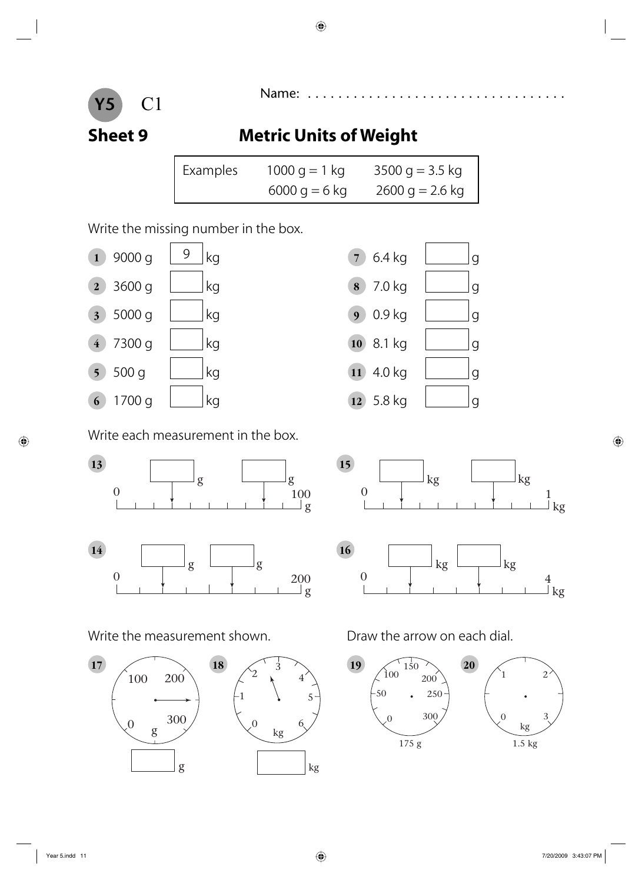**Y5** C1

Name: . . . . . . . . . . . . . . . . . . . . . . . . . . . . . . . . . .

# Sheet 9 — Metric Units of Weight

| Examples | 1000 g = 1 kg | 3500 g = 3.5 kg |
| --- | --- | --- |
| | 6000 g = 6 kg | 2600 g = 2.6 kg |

Write the missing number in the box.

1. 9000 g [ 9 ] kg
2. 3600 g [ ] kg
3. 5000 g [ ] kg
4. 7300 g [ ] kg
5. 500 g [ ] kg
6. 1700 g [ ] kg
7. 6.4 kg [ ] g
8. 7.0 kg [ ] g
9. 0.9 kg [ ] g
10. 8.1 kg [ ] g
11. 4.0 kg [ ] g
12. 5.8 kg [ ] g

Write each measurement in the box.

13. Scale 0 to 100 g: [ ] g [ ] g
14. Scale 0 to 200 g: [ ] g [ ] g
15. Scale 0 to 1 kg: [ ] kg [ ] kg
16. Scale 0 to 4 kg: [ ] kg [ ] kg

Write the measurement shown.

17. Dial (0, 100, 200, 300 g): [ ] g
18. Dial (0, 1, 2, 3, 4, 5, 6 kg): [ ] kg

Draw the arrow on each dial.

19. Dial (0, 50, 100, 150, 200, 250, 300): 175 g
20. Dial (0, 1, 2, 3 kg): 1.5 kg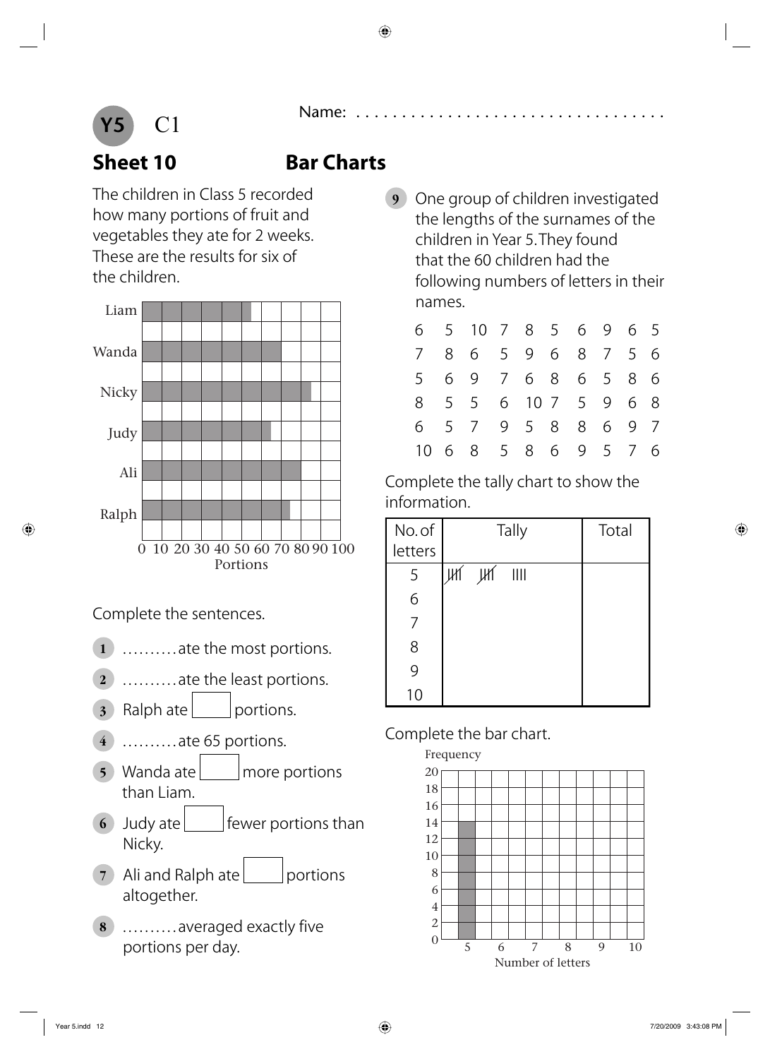# Y5 C1

Name: ...................................

## Sheet 10 Bar Charts

The children in Class 5 recorded how many portions of fruit and vegetables they ate for 2 weeks. These are the results for six of the children.

| Child | Portions |
|---|---|
| Liam | 55 |
| Wanda | 70 |
| Nicky | 85 |
| Judy | 65 |
| Ali | 80 |
| Ralph | 75 |

Portions (axis: 0 10 20 30 40 50 60 70 80 90 100)

Complete the sentences.

1. .......... ate the most portions.
2. .......... ate the least portions.
3. Ralph ate ☐ portions.
4. .......... ate 65 portions.
5. Wanda ate ☐ more portions than Liam.
6. Judy ate ☐ fewer portions than Nicky.
7. Ali and Ralph ate ☐ portions altogether.
8. .......... averaged exactly five portions per day.

9. One group of children investigated the lengths of the surnames of the children in Year 5. They found that the 60 children had the following numbers of letters in their names.

| | | | | | | | | | |
|---|---|---|---|---|---|---|---|---|---|
| 6 | 5 | 10 | 7 | 8 | 5 | 6 | 9 | 6 | 5 |
| 7 | 8 | 6 | 5 | 9 | 6 | 8 | 7 | 5 | 6 |
| 5 | 6 | 9 | 7 | 6 | 8 | 6 | 5 | 8 | 6 |
| 8 | 5 | 5 | 6 | 10 | 7 | 5 | 9 | 6 | 8 |
| 6 | 5 | 7 | 9 | 5 | 8 | 8 | 6 | 9 | 7 |
| 10 | 6 | 8 | 5 | 8 | 6 | 9 | 5 | 7 | 6 |

Complete the tally chart to show the information.

| No. of letters | Tally | Total |
|---|---|---|
| 5 | ~~IIII~~ ~~IIII~~ IIII | |
| 6 | | |
| 7 | | |
| 8 | | |
| 9 | | |
| 10 | | |

Complete the bar chart.

Frequency (axis: 0 2 4 6 8 10 12 14 16 18 20)

Number of letters (axis: 5 6 7 8 9 10)

(Bar for 5 letters drawn to 14.)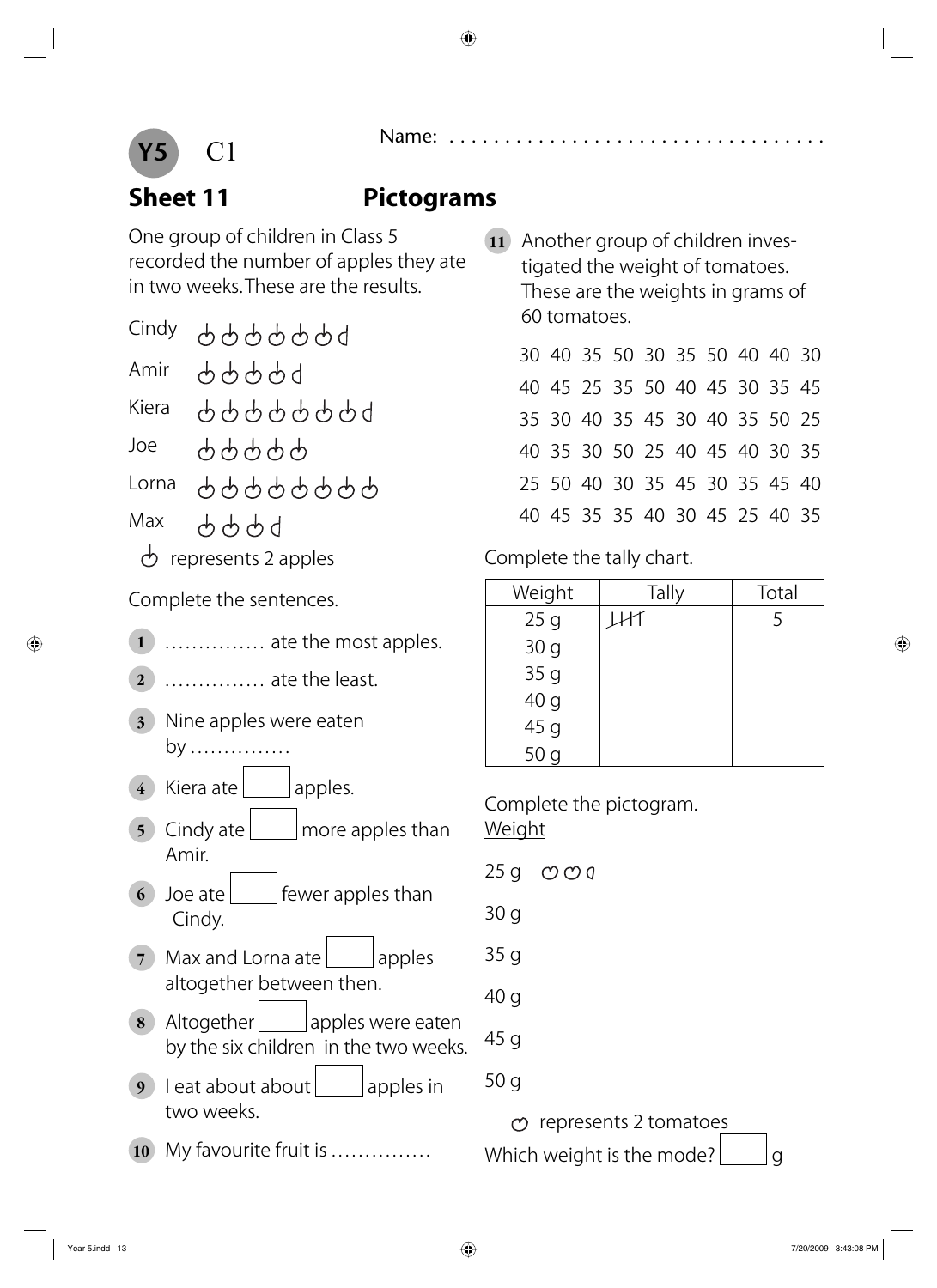**Y5** C1

Name: ...................................

## Sheet 11 Pictograms

One group of children in Class 5 recorded the number of apples they ate in two weeks. These are the results.

| | |
|---|---|
| Cindy | 🍎🍎🍎🍎🍎🍎 half 🍎 |
| Amir | 🍎🍎🍎🍎 half 🍎 |
| Kiera | 🍎🍎🍎🍎🍎🍎🍎 half 🍎 |
| Joe | 🍎🍎🍎🍎🍎 |
| Lorna | 🍎🍎🍎🍎🍎🍎🍎🍎 |
| Max | 🍎🍎🍎 half 🍎 |

🍎 represents 2 apples

Complete the sentences.

1. ............... ate the most apples.
2. ............... ate the least.
3. Nine apples were eaten by ...............
4. Kiera ate ☐ apples.
5. Cindy ate ☐ more apples than Amir.
6. Joe ate ☐ fewer apples than Cindy.
7. Max and Lorna ate ☐ apples altogether between then.
8. Altogether ☐ apples were eaten by the six children in the two weeks.
9. I eat about about ☐ apples in two weeks.
10. My favourite fruit is ...............

11. Another group of children investigated the weight of tomatoes. These are the weights in grams of 60 tomatoes.

30 40 35 50 30 35 50 40 40 30
40 45 25 35 50 40 45 30 35 45
35 30 40 35 45 30 40 35 50 25
40 35 30 50 25 40 45 40 30 35
25 50 40 30 35 45 30 35 45 40
40 45 35 35 40 30 45 25 40 35

Complete the tally chart.

| Weight | Tally | Total |
|---|---|---|
| 25 g | ~~IIII~~ | 5 |
| 30 g | | |
| 35 g | | |
| 40 g | | |
| 45 g | | |
| 50 g | | |

Complete the pictogram.

Weight

25 g 🍅🍅 half 🍅

30 g

35 g

40 g

45 g

50 g

🍅 represents 2 tomatoes

Which weight is the mode? ☐ g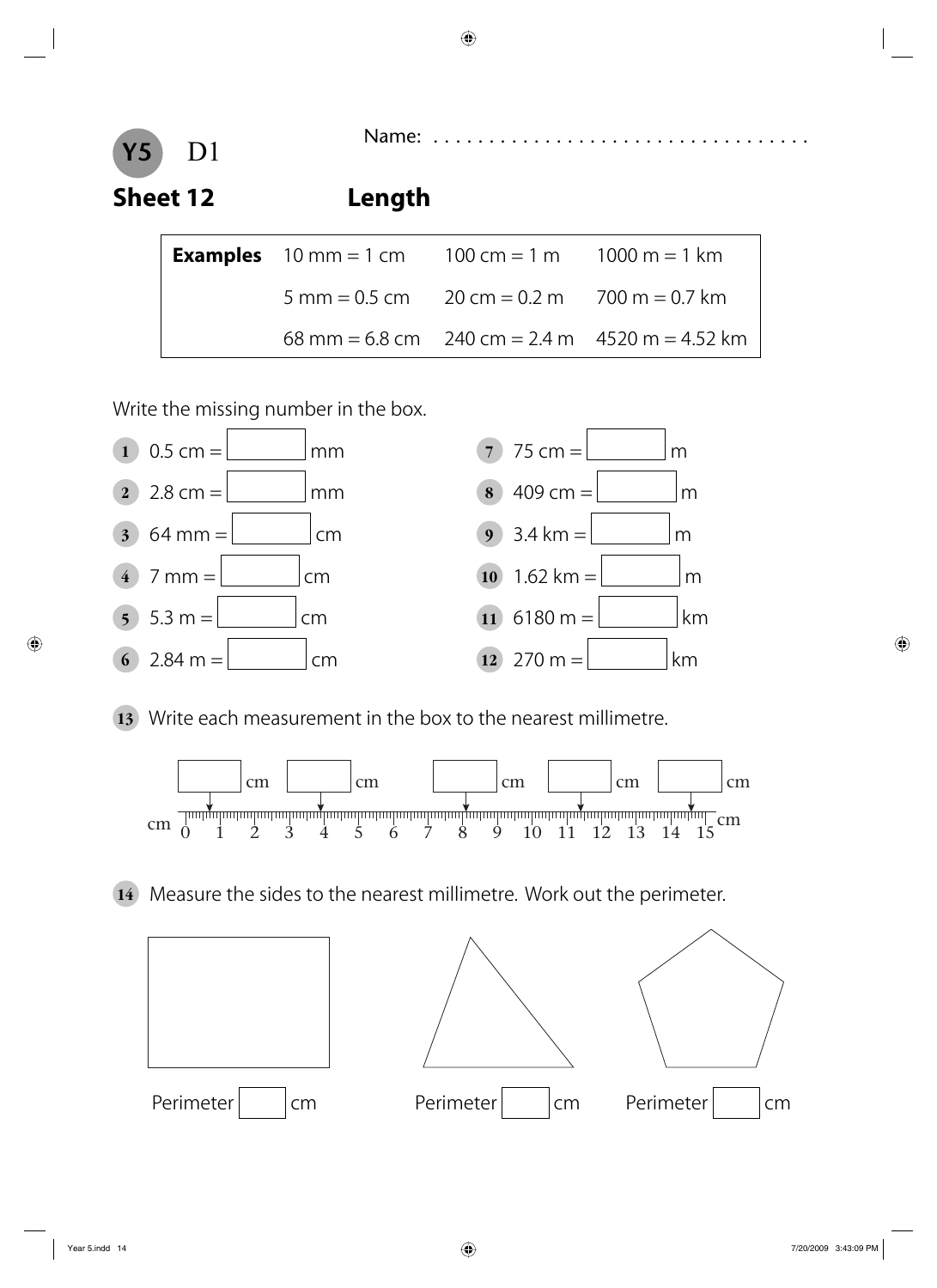**Y5** D1

Name: ..................................

## Sheet 12 Length

| **Examples** | 10 mm = 1 cm | 100 cm = 1 m | 1000 m = 1 km |
|---|---|---|---|
| | 5 mm = 0.5 cm | 20 cm = 0.2 m | 700 m = 0.7 km |
| | 68 mm = 6.8 cm | 240 cm = 2.4 m | 4520 m = 4.52 km |

Write the missing number in the box.

1. 0.5 cm = ☐ mm
2. 2.8 cm = ☐ mm
3. 64 mm = ☐ cm
4. 7 mm = ☐ cm
5. 5.3 m = ☐ cm
6. 2.84 m = ☐ cm
7. 75 cm = ☐ m
8. 409 cm = ☐ m
9. 3.4 km = ☐ m
10. 1.62 km = ☐ m
11. 6180 m = ☐ km
12. 270 m = ☐ km

13. Write each measurement in the box to the nearest millimetre.

☐ cm ☐ cm ☐ cm ☐ cm ☐ cm

cm 0 1 2 3 4 5 6 7 8 9 10 11 12 13 14 15 cm

14. Measure the sides to the nearest millimetre. Work out the perimeter.

Perimeter ☐ cm Perimeter ☐ cm Perimeter ☐ cm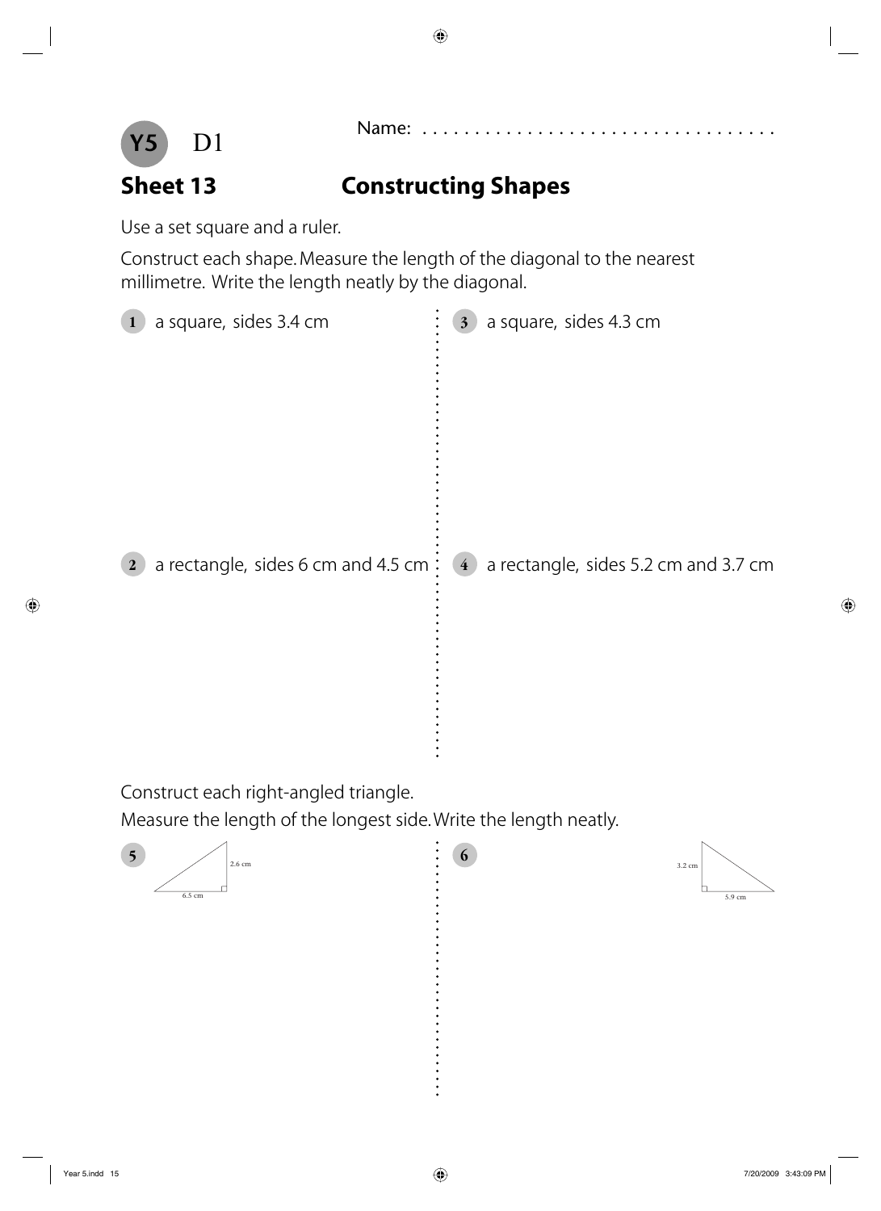**Y5** D1

Name: . . . . . . . . . . . . . . . . . . . . . . . . . . . . . . . . . .

## Sheet 13 Constructing Shapes

Use a set square and a ruler.

Construct each shape. Measure the length of the diagonal to the nearest millimetre. Write the length neatly by the diagonal.

1. a square, sides 3.4 cm

2. a rectangle, sides 6 cm and 4.5 cm

3. a square, sides 4.3 cm

4. a rectangle, sides 5.2 cm and 3.7 cm

Construct each right-angled triangle.

Measure the length of the longest side. Write the length neatly.

5. 2.6 cm, 6.5 cm

6. 3.2 cm, 5.9 cm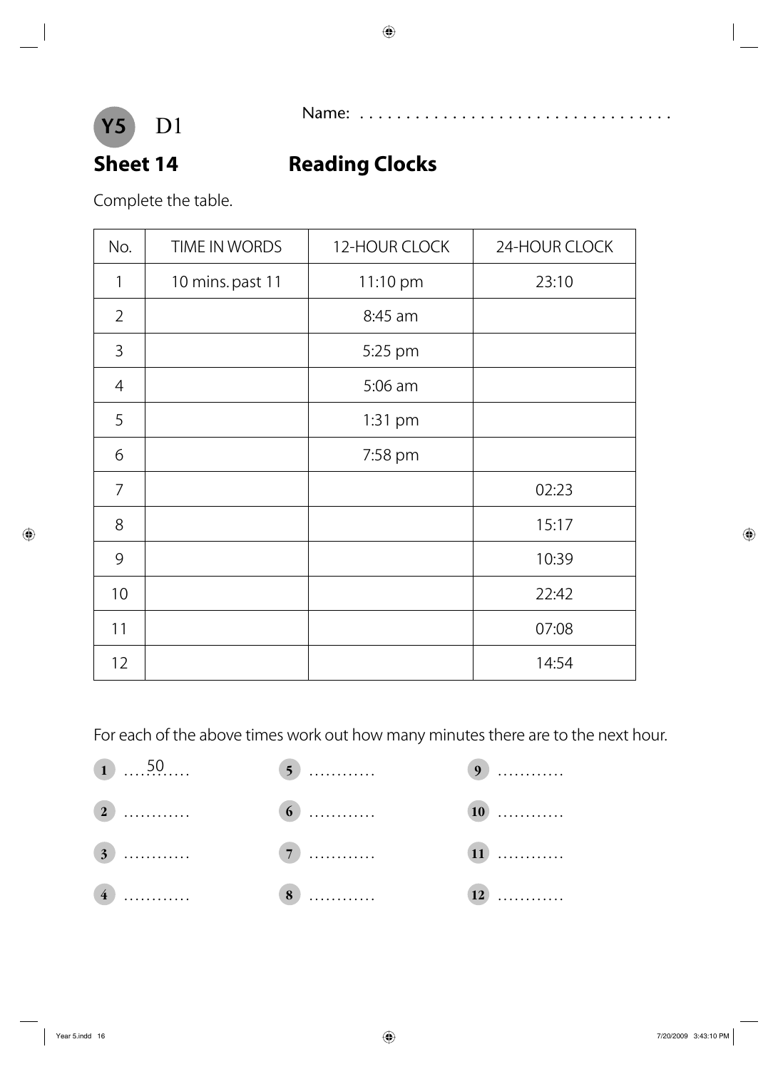Y5 D1

Name: ...................................

# Sheet 14 Reading Clocks

Complete the table.

| No. | TIME IN WORDS | 12-HOUR CLOCK | 24-HOUR CLOCK |
| --- | --- | --- | --- |
| 1 | 10 mins. past 11 | 11:10 pm | 23:10 |
| 2 | | 8:45 am | |
| 3 | | 5:25 pm | |
| 4 | | 5:06 am | |
| 5 | | 1:31 pm | |
| 6 | | 7:58 pm | |
| 7 | | | 02:23 |
| 8 | | | 15:17 |
| 9 | | | 10:39 |
| 10 | | | 22:42 |
| 11 | | | 07:08 |
| 12 | | | 14:54 |

For each of the above times work out how many minutes there are to the next hour.

1 ...50...

2 ...........

3 ...........

4 ...........

5 ...........

6 ...........

7 ...........

8 ...........

9 ...........

10 ...........

11 ...........

12 ...........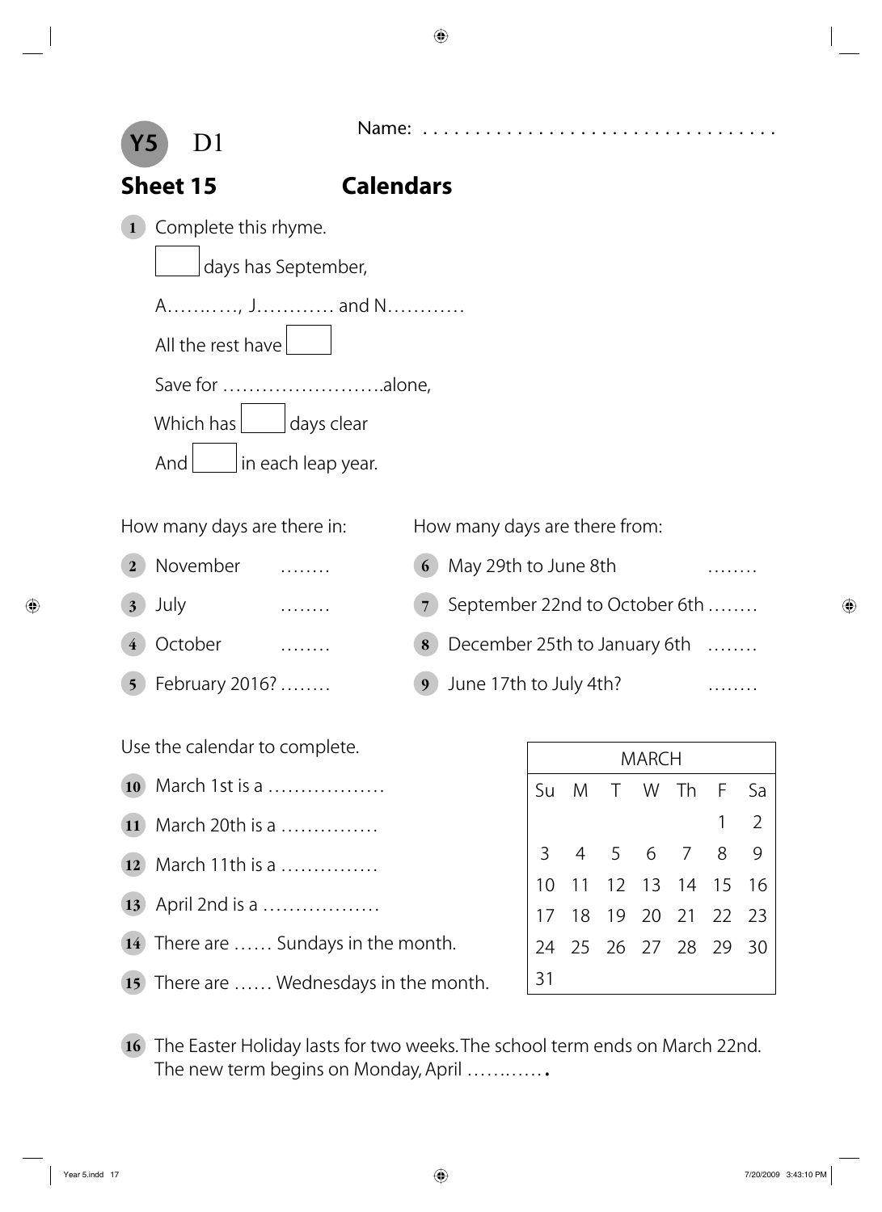**Y5** D1

Name: . . . . . . . . . . . . . . . . . . . . . . . . . . . . . . . . .

## Sheet 15 Calendars

**1** Complete this rhyme.

[ ] days has September,

A…….…., J………… and N…………

All the rest have [ ]

Save for …………………….alone,

Which has [ ] days clear

And [ ] in each leap year.

How many days are there in:

**2** November ……..

**3** July ……..

**4** October ……..

**5** February 2016? ……..

How many days are there from:

**6** May 29th to June 8th ……..

**7** September 22nd to October 6th ……..

**8** December 25th to January 6th ……..

**9** June 17th to July 4th? ……..

Use the calendar to complete.

**10** March 1st is a ………………

**11** March 20th is a ……………

**12** March 11th is a ……………

**13** April 2nd is a ………………

**14** There are …… Sundays in the month.

**15** There are …… Wednesdays in the month.

| MARCH | | | | | | |
|---|---|---|---|---|---|---|
| Su | M | T | W | Th | F | Sa |
| | | | | | 1 | 2 |
| 3 | 4 | 5 | 6 | 7 | 8 | 9 |
| 10 | 11 | 12 | 13 | 14 | 15 | 16 |
| 17 | 18 | 19 | 20 | 21 | 22 | 23 |
| 24 | 25 | 26 | 27 | 28 | 29 | 30 |
| 31 | | | | | | |

**16** The Easter Holiday lasts for two weeks. The school term ends on March 22nd. The new term begins on Monday, April ……..…….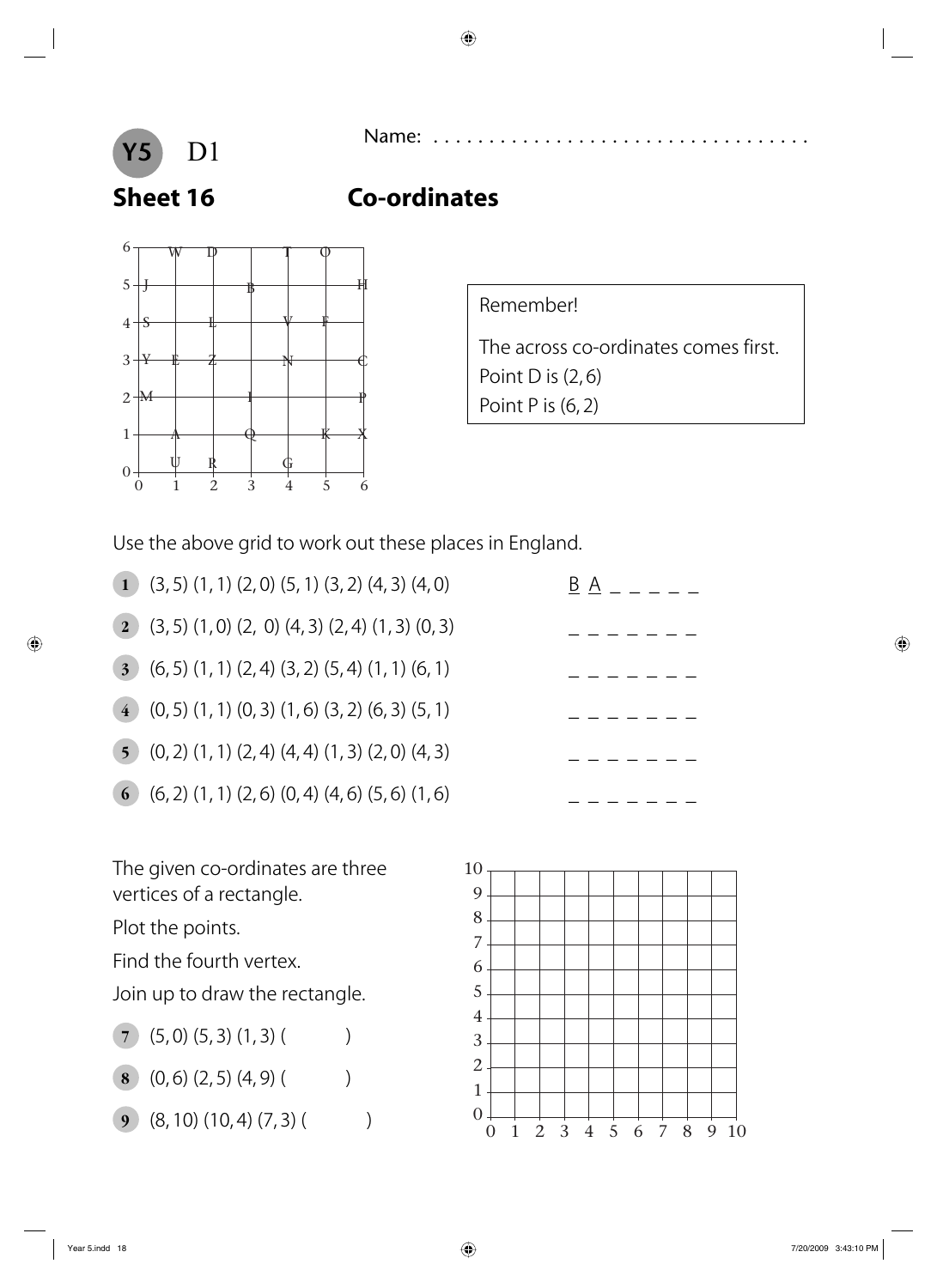**Y5** D1

Name: ..................................

## Sheet 16 Co-ordinates

Remember!

The across co-ordinates comes first.
Point D is (2, 6)
Point P is (6, 2)

Use the above grid to work out these places in England.

1. (3, 5) (1, 1) (2, 0) (5, 1) (3, 2) (4, 3) (4, 0) — B A _ _ _ _ _
2. (3, 5) (1, 0) (2, 0) (4, 3) (2, 4) (1, 3) (0, 3) — _ _ _ _ _ _ _
3. (6, 5) (1, 1) (2, 4) (3, 2) (5, 4) (1, 1) (6, 1) — _ _ _ _ _ _ _
4. (0, 5) (1, 1) (0, 3) (1, 6) (3, 2) (6, 3) (5, 1) — _ _ _ _ _ _ _
5. (0, 2) (1, 1) (2, 4) (4, 4) (1, 3) (2, 0) (4, 3) — _ _ _ _ _ _ _
6. (6, 2) (1, 1) (2, 6) (0, 4) (4, 6) (5, 6) (1, 6) — _ _ _ _ _ _ _

The given co-ordinates are three vertices of a rectangle.

Plot the points.

Find the fourth vertex.

Join up to draw the rectangle.

7. (5, 0) (5, 3) (1, 3) (   )
8. (0, 6) (2, 5) (4, 9) (   )
9. (8, 10) (10, 4) (7, 3) (   )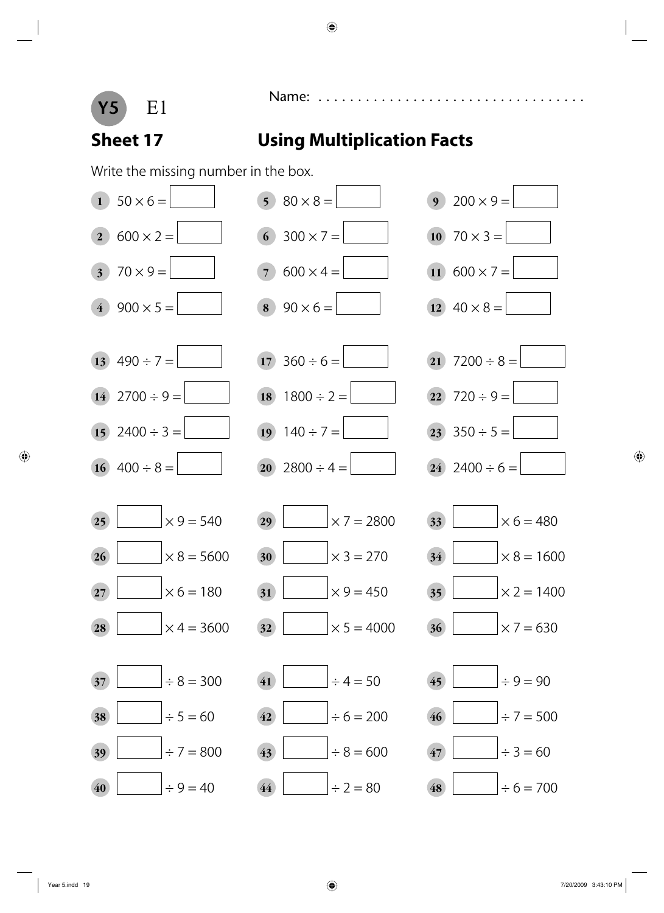**Y5** E1

Name: . . . . . . . . . . . . . . . . . . . . . . . . . . . . . . . . .

## Sheet 17 Using Multiplication Facts

Write the missing number in the box.

1. $50 \times 6 = \square$
2. $600 \times 2 = \square$
3. $70 \times 9 = \square$
4. $900 \times 5 = \square$
5. $80 \times 8 = \square$
6. $300 \times 7 = \square$
7. $600 \times 4 = \square$
8. $90 \times 6 = \square$
9. $200 \times 9 = \square$
10. $70 \times 3 = \square$
11. $600 \times 7 = \square$
12. $40 \times 8 = \square$

13. $490 \div 7 = \square$
14. $2700 \div 9 = \square$
15. $2400 \div 3 = \square$
16. $400 \div 8 = \square$
17. $360 \div 6 = \square$
18. $1800 \div 2 = \square$
19. $140 \div 7 = \square$
20. $2800 \div 4 = \square$
21. $7200 \div 8 = \square$
22. $720 \div 9 = \square$
23. $350 \div 5 = \square$
24. $2400 \div 6 = \square$

25. $\square \times 9 = 540$
26. $\square \times 8 = 5600$
27. $\square \times 6 = 180$
28. $\square \times 4 = 3600$
29. $\square \times 7 = 2800$
30. $\square \times 3 = 270$
31. $\square \times 9 = 450$
32. $\square \times 5 = 4000$
33. $\square \times 6 = 480$
34. $\square \times 8 = 1600$
35. $\square \times 2 = 1400$
36. $\square \times 7 = 630$

37. $\square \div 8 = 300$
38. $\square \div 5 = 60$
39. $\square \div 7 = 800$
40. $\square \div 9 = 40$
41. $\square \div 4 = 50$
42. $\square \div 6 = 200$
43. $\square \div 8 = 600$
44. $\square \div 2 = 80$
45. $\square \div 9 = 90$
46. $\square \div 7 = 500$
47. $\square \div 3 = 60$
48. $\square \div 6 = 700$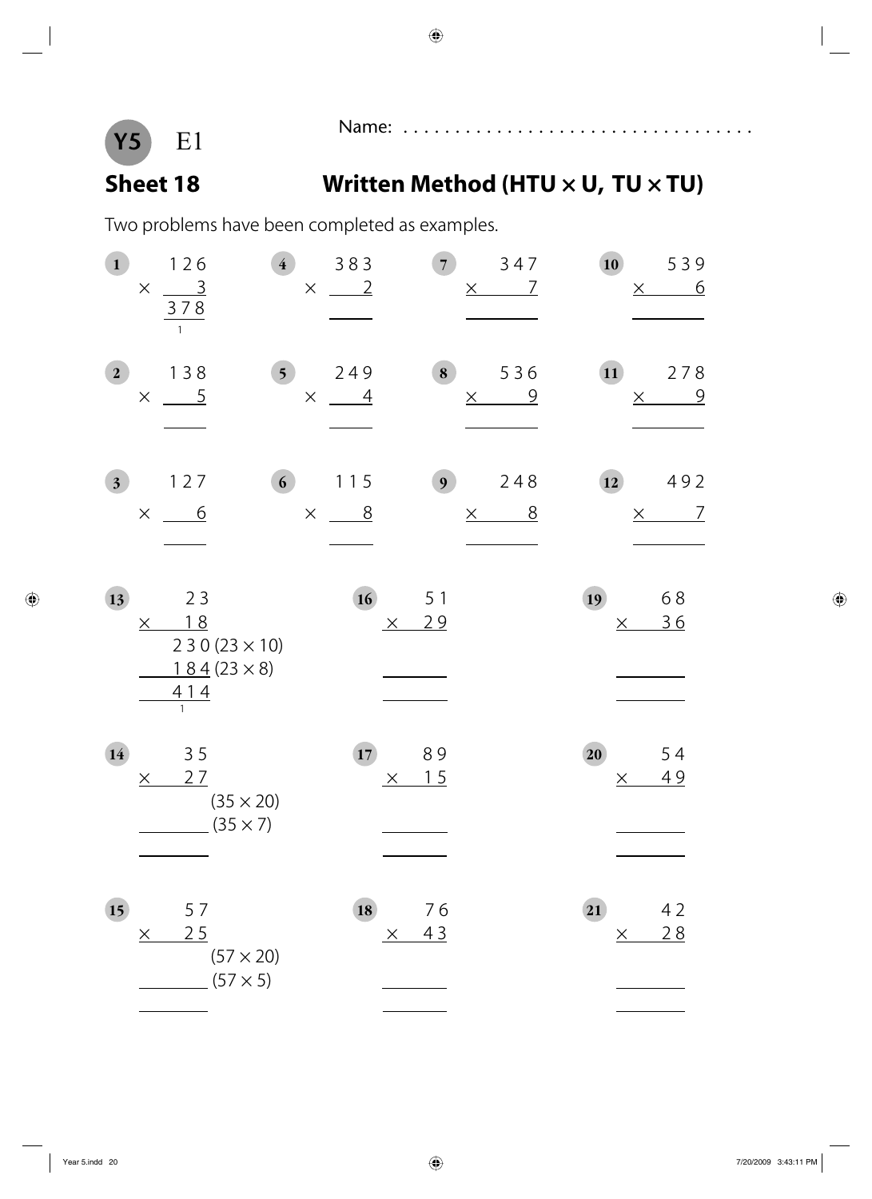**Y5** E1

Name: ....................................

## Sheet 18 — Written Method (HTU × U, TU × TU)

Two problems have been completed as examples.

**1**
$$\begin{array}{r} 126 \\ \times \quad 3 \\ \hline 378 \\ {\scriptstyle 1} \end{array}$$

**2**
$$\begin{array}{r} 138 \\ \times \quad 5 \\ \hline \end{array}$$

**3**
$$\begin{array}{r} 127 \\ \times \quad 6 \\ \hline \end{array}$$

**4**
$$\begin{array}{r} 383 \\ \times \quad 2 \\ \hline \end{array}$$

**5**
$$\begin{array}{r} 249 \\ \times \quad 4 \\ \hline \end{array}$$

**6**
$$\begin{array}{r} 115 \\ \times \quad 8 \\ \hline \end{array}$$

**7**
$$\begin{array}{r} 347 \\ \times \quad 7 \\ \hline \end{array}$$

**8**
$$\begin{array}{r} 536 \\ \times \quad 9 \\ \hline \end{array}$$

**9**
$$\begin{array}{r} 248 \\ \times \quad 8 \\ \hline \end{array}$$

**10**
$$\begin{array}{r} 539 \\ \times \quad 6 \\ \hline \end{array}$$

**11**
$$\begin{array}{r} 278 \\ \times \quad 9 \\ \hline \end{array}$$

**12**
$$\begin{array}{r} 492 \\ \times \quad 7 \\ \hline \end{array}$$

**13**
$$\begin{array}{rl} 23 & \\ \times \quad 18 & \\ \hline 230 & (23 \times 10) \\ 184 & (23 \times 8) \\ \hline 414 & \\ {\scriptstyle 1} & \end{array}$$

**14**
$$\begin{array}{rl} 35 & \\ \times \quad 27 & \\ \hline & (35 \times 20) \\ & (35 \times 7) \\ \hline & \end{array}$$

**15**
$$\begin{array}{rl} 57 & \\ \times \quad 25 & \\ \hline & (57 \times 20) \\ & (57 \times 5) \\ \hline & \end{array}$$

**16**
$$\begin{array}{r} 51 \\ \times \quad 29 \\ \hline \end{array}$$

**17**
$$\begin{array}{r} 89 \\ \times \quad 15 \\ \hline \end{array}$$

**18**
$$\begin{array}{r} 76 \\ \times \quad 43 \\ \hline \end{array}$$

**19**
$$\begin{array}{r} 68 \\ \times \quad 36 \\ \hline \end{array}$$

**20**
$$\begin{array}{r} 54 \\ \times \quad 49 \\ \hline \end{array}$$

**21**
$$\begin{array}{r} 42 \\ \times \quad 28 \\ \hline \end{array}$$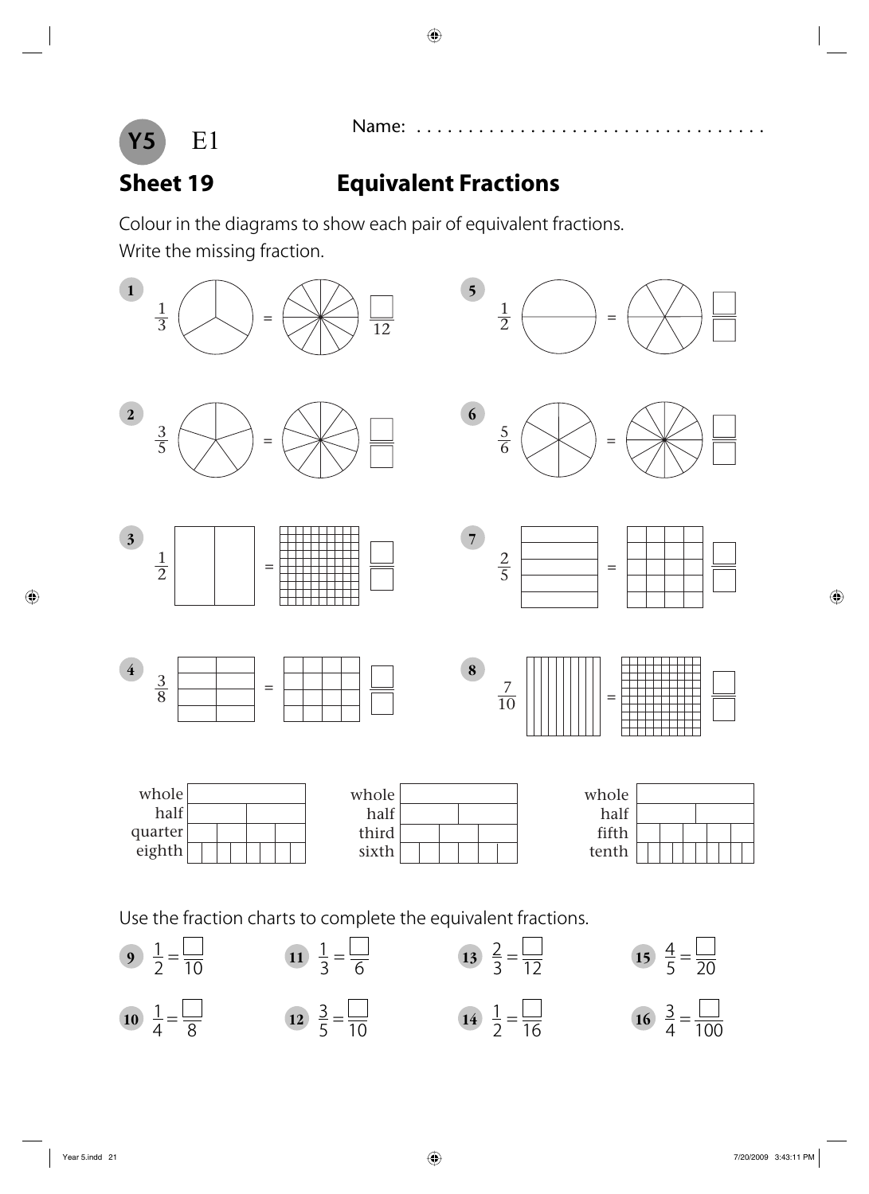**Y5** E1

Name: . . . . . . . . . . . . . . . . . . . . . . . . . . . . . . . . . .

## Sheet 19 Equivalent Fractions

Colour in the diagrams to show each pair of equivalent fractions.
Write the missing fraction.

**1** $\frac{1}{3} = \frac{\square}{12}$

**2** $\frac{3}{5} = \frac{\square}{\square}$

**3** $\frac{1}{2} = \frac{\square}{\square}$

**4** $\frac{3}{8} = \frac{\square}{\square}$

**5** $\frac{1}{2} = \frac{\square}{\square}$

**6** $\frac{5}{6} = \frac{\square}{\square}$

**7** $\frac{2}{5} = \frac{\square}{\square}$

**8** $\frac{7}{10} = \frac{\square}{\square}$

| whole |
|---|
| half |
| quarter |
| eighth |

| whole |
|---|
| half |
| third |
| sixth |

| whole |
|---|
| half |
| fifth |
| tenth |

Use the fraction charts to complete the equivalent fractions.

**9** $\frac{1}{2} = \frac{\square}{10}$

**10** $\frac{1}{4} = \frac{\square}{8}$

**11** $\frac{1}{3} = \frac{\square}{6}$

**12** $\frac{3}{5} = \frac{\square}{10}$

**13** $\frac{2}{3} = \frac{\square}{12}$

**14** $\frac{1}{2} = \frac{\square}{16}$

**15** $\frac{4}{5} = \frac{\square}{20}$

**16** $\frac{3}{4} = \frac{\square}{100}$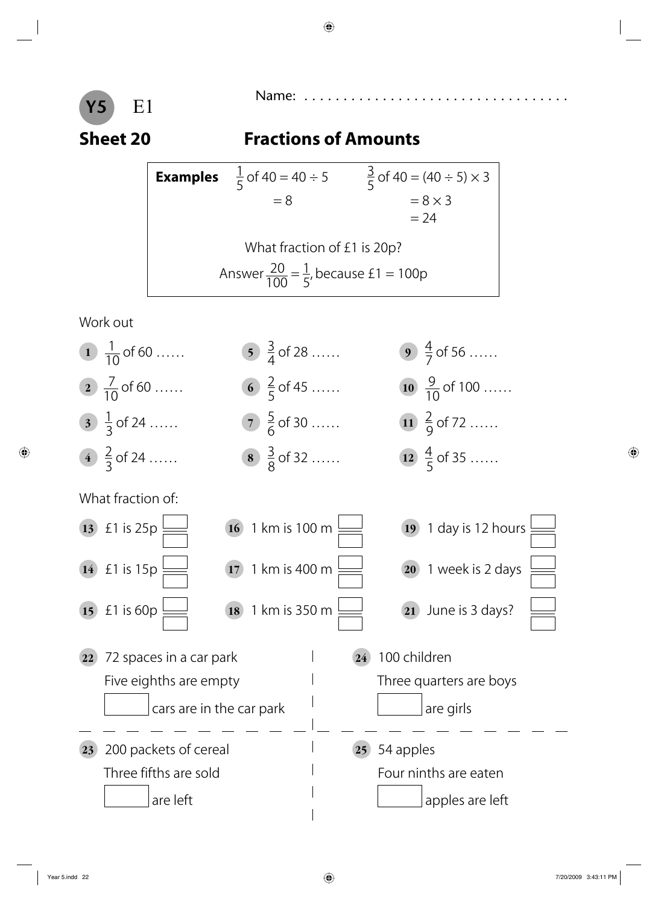**Y5** E1

Name: ...................................

## Sheet 20 — Fractions of Amounts

**Examples**

$\frac{1}{5}$ of 40 = 40 ÷ 5
= 8

$\frac{3}{5}$ of 40 = (40 ÷ 5) × 3
= 8 × 3
= 24

What fraction of £1 is 20p?

Answer $\frac{20}{100} = \frac{1}{5}$, because £1 = 100p

Work out

1. $\frac{1}{10}$ of 60 ......
2. $\frac{7}{10}$ of 60 ......
3. $\frac{1}{3}$ of 24 ......
4. $\frac{2}{3}$ of 24 ......
5. $\frac{3}{4}$ of 28 ......
6. $\frac{2}{5}$ of 45 ......
7. $\frac{5}{6}$ of 30 ......
8. $\frac{3}{8}$ of 32 ......
9. $\frac{4}{7}$ of 56 ......
10. $\frac{9}{10}$ of 100 ......
11. $\frac{2}{9}$ of 72 ......
12. $\frac{4}{5}$ of 35 ......

What fraction of:

13. £1 is 25p $\frac{\square}{\square}$
14. £1 is 15p $\frac{\square}{\square}$
15. £1 is 60p $\frac{\square}{\square}$
16. 1 km is 100 m $\frac{\square}{\square}$
17. 1 km is 400 m $\frac{\square}{\square}$
18. 1 km is 350 m $\frac{\square}{\square}$
19. 1 day is 12 hours $\frac{\square}{\square}$
20. 1 week is 2 days $\frac{\square}{\square}$
21. June is 3 days? $\frac{\square}{\square}$

22. 72 spaces in a car park
Five eighths are empty
☐ cars are in the car park

23. 200 packets of cereal
Three fifths are sold
☐ are left

24. 100 children
Three quarters are boys
☐ are girls

25. 54 apples
Four ninths are eaten
☐ apples are left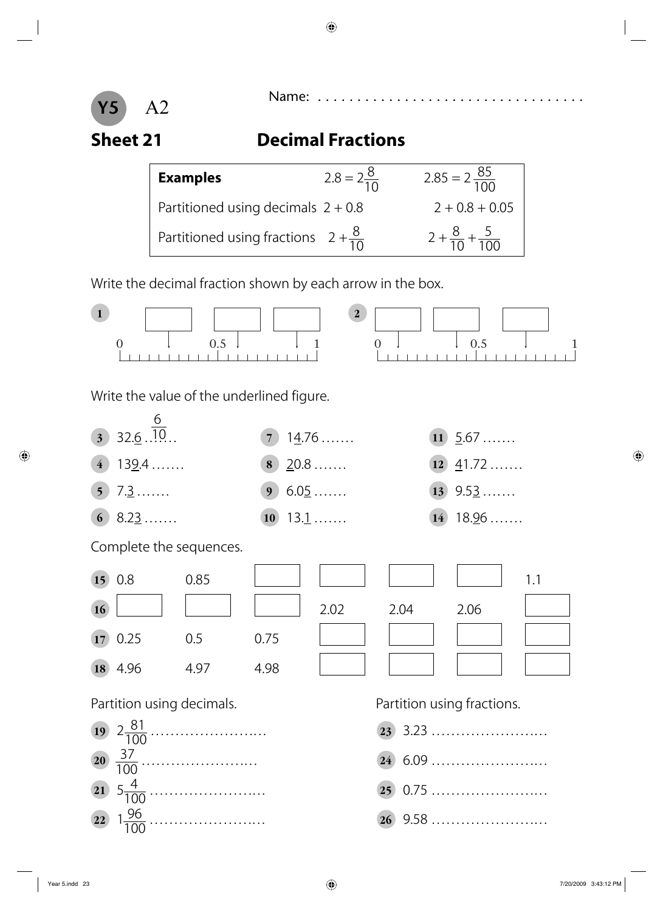Y5 A2

Name: ...................................

## Sheet 21 Decimal Fractions

| **Examples** | $2.8 = 2\frac{8}{10}$ | $2.85 = 2\frac{85}{100}$ |
|---|---|---|
| Partitioned using decimals | $2 + 0.8$ | $2 + 0.8 + 0.05$ |
| Partitioned using fractions | $2 + \frac{8}{10}$ | $2 + \frac{8}{10} + \frac{5}{100}$ |

Write the decimal fraction shown by each arrow in the box.

**1** Number line from 0 to 1 (0.5 marked), three boxes with arrows: ☐ ☐ ☐

**2** Number line from 0 to 1 (0.5 marked), three boxes with arrows: ☐ ☐ ☐

Write the value of the underlined figure.

**3** 32.<u>6</u> $\frac{6}{10}$

**4** 13<u>9</u>.4 .......

**5** 7.<u>3</u> .......

**6** 8.2<u>3</u> .......

**7** 1<u>4</u>.76 .......

**8** <u>2</u>0.8 .......

**9** 6.0<u>5</u> .......

**10** 13.<u>1</u> .......

**11** <u>5</u>.67 .......

**12** <u>4</u>1.72 .......

**13** 9.5<u>3</u> .......

**14** 18.<u>9</u>6 .......

Complete the sequences.

| | | | | | | | |
|---|---|---|---|---|---|---|---|
| **15** | 0.8 | 0.85 | ☐ | ☐ | ☐ | ☐ | 1.1 |
| **16** | ☐ | ☐ | ☐ | 2.02 | 2.04 | 2.06 | ☐ |
| **17** | 0.25 | 0.5 | 0.75 | ☐ | ☐ | ☐ | ☐ |
| **18** | 4.96 | 4.97 | 4.98 | ☐ | ☐ | ☐ | ☐ |

Partition using decimals.

**19** $2\frac{81}{100}$ ........................

**20** $\frac{37}{100}$ ........................

**21** $5\frac{4}{100}$ ........................

**22** $1\frac{96}{100}$ ........................

Partition using fractions.

**23** 3.23 ........................

**24** 6.09 ........................

**25** 0.75 ........................

**26** 9.58 ........................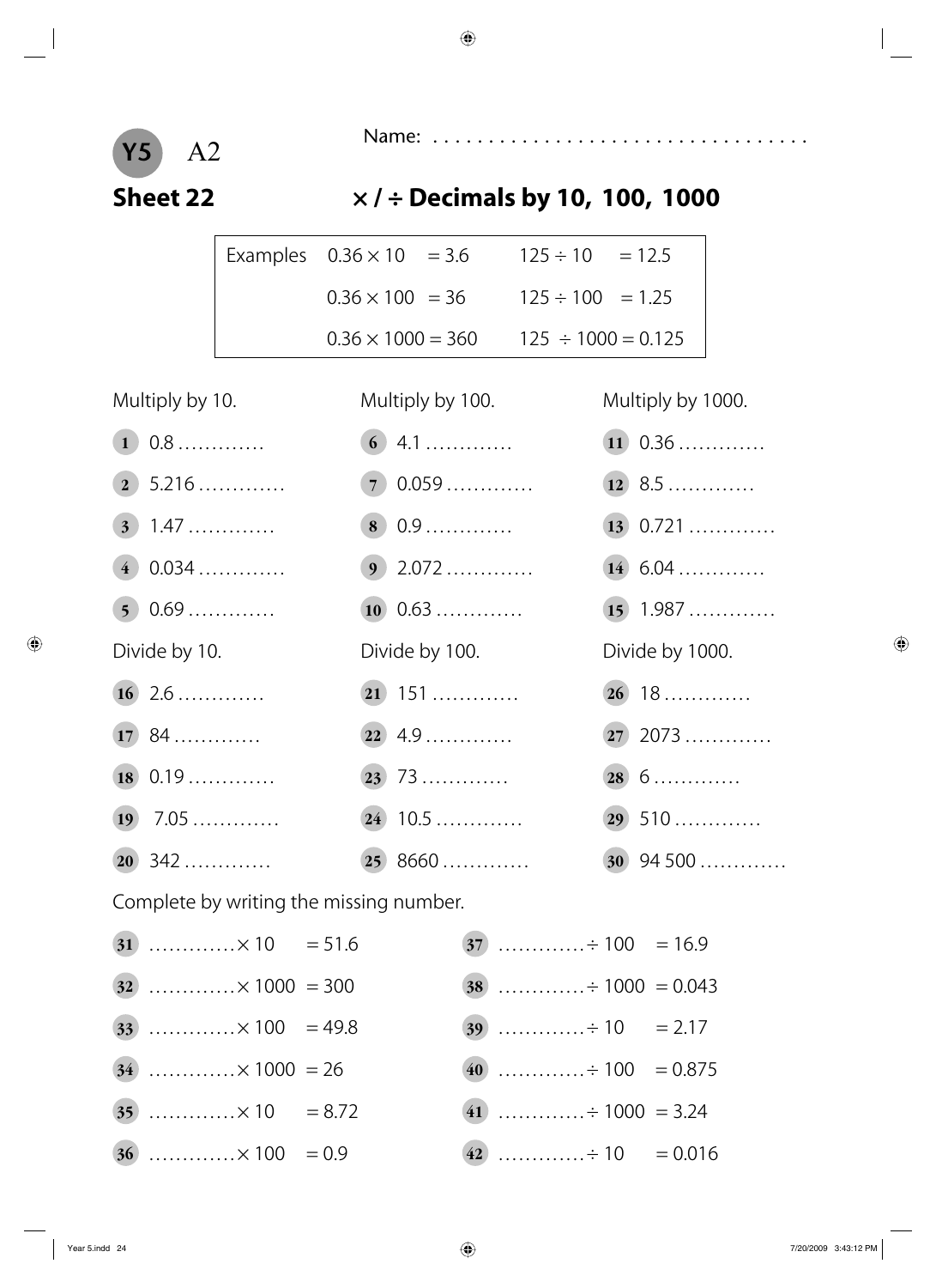**Y5** A2

Name: ...................................

## Sheet 22 — × / ÷ Decimals by 10, 100, 1000

| Examples | | |
|---|---|---|
| | $0.36 \times 10 = 3.6$ | $125 \div 10 = 12.5$ |
| | $0.36 \times 100 = 36$ | $125 \div 100 = 1.25$ |
| | $0.36 \times 1000 = 360$ | $125 \div 1000 = 0.125$ |

Multiply by 10.

1. 0.8 ............
2. 5.216 ............
3. 1.47 ............
4. 0.034 ............
5. 0.69 ............

Multiply by 100.

6. 4.1 ............
7. 0.059 ............
8. 0.9 ............
9. 2.072 ............
10. 0.63 ............

Multiply by 1000.

11. 0.36 ............
12. 8.5 ............
13. 0.721 ............
14. 6.04 ............
15. 1.987 ............

Divide by 10.

16. 2.6 ............
17. 84 ............
18. 0.19 ............
19. 7.05 ............
20. 342 ............

Divide by 100.

21. 151 ............
22. 4.9 ............
23. 73 ............
24. 10.5 ............
25. 8660 ............

Divide by 1000.

26. 18 ............
27. 2073 ............
28. 6 ............
29. 510 ............
30. 94 500 ............

Complete by writing the missing number.

31. ............ $\times 10 = 51.6$
32. ............ $\times 1000 = 300$
33. ............ $\times 100 = 49.8$
34. ............ $\times 1000 = 26$
35. ............ $\times 10 = 8.72$
36. ............ $\times 100 = 0.9$
37. ............ $\div 100 = 16.9$
38. ............ $\div 1000 = 0.043$
39. ............ $\div 10 = 2.17$
40. ............ $\div 100 = 0.875$
41. ............ $\div 1000 = 3.24$
42. ............ $\div 10 = 0.016$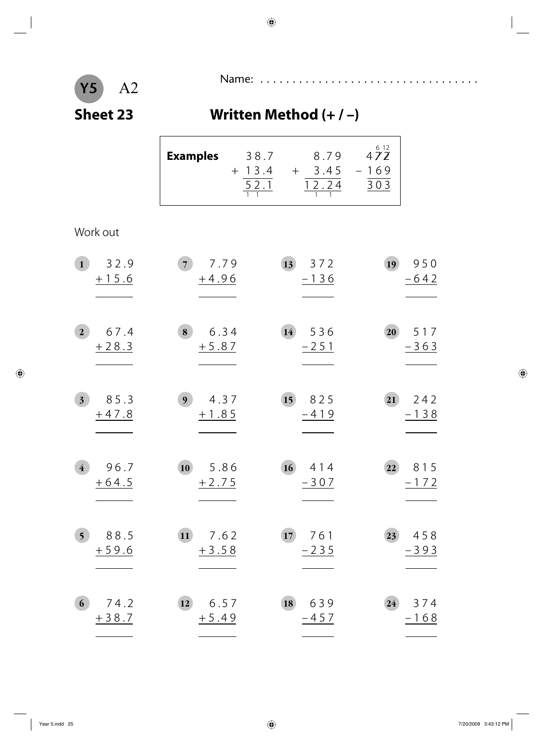**Y5** A2

Name: ...................................

## Sheet 23 — Written Method (+ / –)

**Examples**

$$\begin{array}{r} 38.7 \\ +\ 13.4 \\ \hline 52.1 \\ {}_{1\ \ 1} \end{array} \qquad \begin{array}{r} 8.79 \\ +\ 3.45 \\ \hline 12.24 \\ {}_{1\ \ 1} \end{array} \qquad \begin{array}{r} 4\overset{6}{\cancel{7}}\overset{12}{\cancel{2}} \\ -\ 169 \\ \hline 303 \end{array}$$

Work out

1. $\begin{array}{r} 32.9 \\ +15.6 \\ \hline \end{array}$

2. $\begin{array}{r} 67.4 \\ +28.3 \\ \hline \end{array}$

3. $\begin{array}{r} 85.3 \\ +47.8 \\ \hline \end{array}$

4. $\begin{array}{r} 96.7 \\ +64.5 \\ \hline \end{array}$

5. $\begin{array}{r} 88.5 \\ +59.6 \\ \hline \end{array}$

6. $\begin{array}{r} 74.2 \\ +38.7 \\ \hline \end{array}$

7. $\begin{array}{r} 7.79 \\ +4.96 \\ \hline \end{array}$

8. $\begin{array}{r} 6.34 \\ +5.87 \\ \hline \end{array}$

9. $\begin{array}{r} 4.37 \\ +1.85 \\ \hline \end{array}$

10. $\begin{array}{r} 5.86 \\ +2.75 \\ \hline \end{array}$

11. $\begin{array}{r} 7.62 \\ +3.58 \\ \hline \end{array}$

12. $\begin{array}{r} 6.57 \\ +5.49 \\ \hline \end{array}$

13. $\begin{array}{r} 372 \\ -136 \\ \hline \end{array}$

14. $\begin{array}{r} 536 \\ -251 \\ \hline \end{array}$

15. $\begin{array}{r} 825 \\ -419 \\ \hline \end{array}$

16. $\begin{array}{r} 414 \\ -307 \\ \hline \end{array}$

17. $\begin{array}{r} 761 \\ -235 \\ \hline \end{array}$

18. $\begin{array}{r} 639 \\ -457 \\ \hline \end{array}$

19. $\begin{array}{r} 950 \\ -642 \\ \hline \end{array}$

20. $\begin{array}{r} 517 \\ -363 \\ \hline \end{array}$

21. $\begin{array}{r} 242 \\ -138 \\ \hline \end{array}$

22. $\begin{array}{r} 815 \\ -172 \\ \hline \end{array}$

23. $\begin{array}{r} 458 \\ -393 \\ \hline \end{array}$

24. $\begin{array}{r} 374 \\ -168 \\ \hline \end{array}$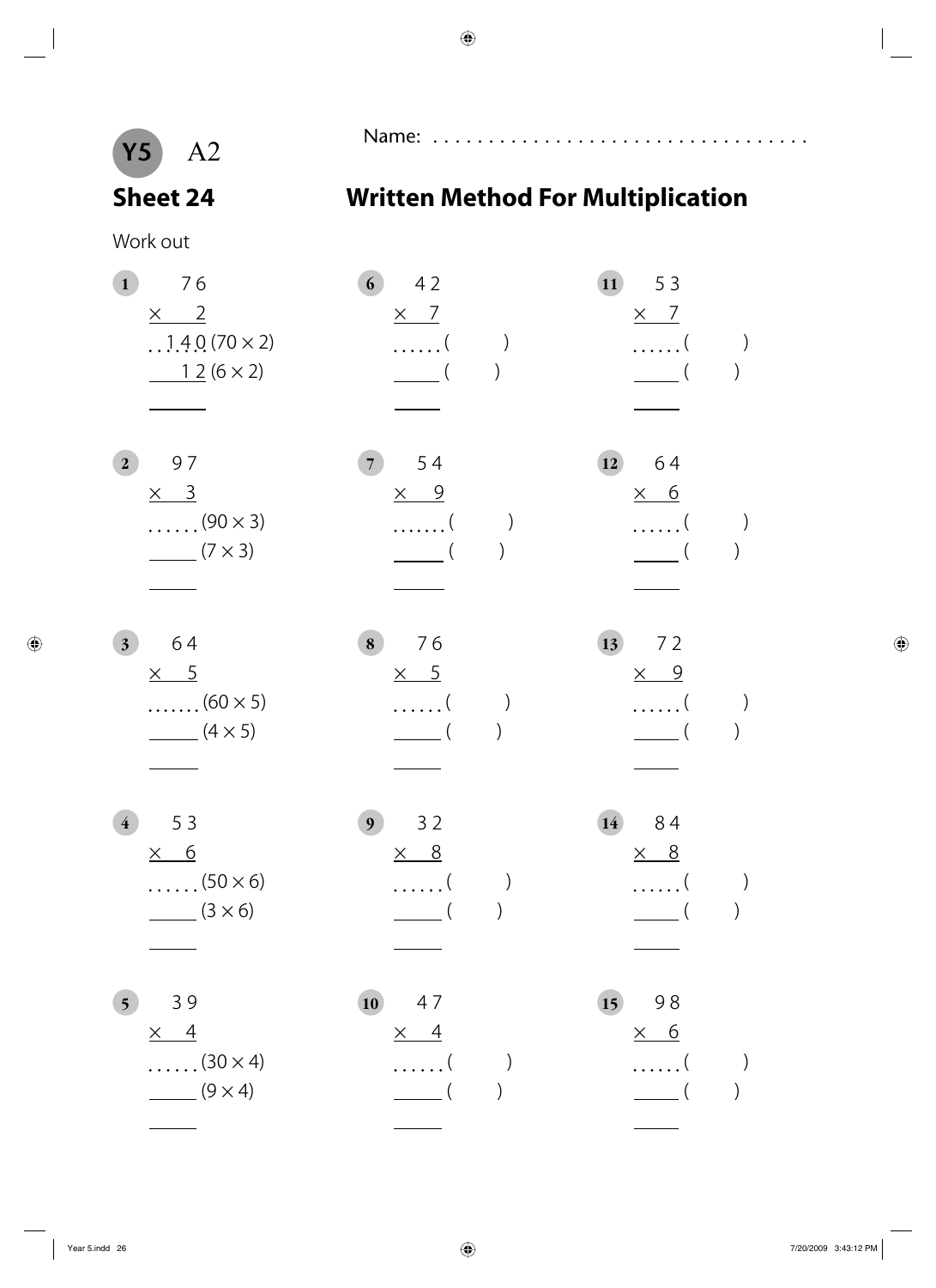Y5 A2

Name: ..................................

## Sheet 24

## Written Method For Multiplication

Work out

**1**

```
    7 6
 ×    2
  1 4 0 (70 × 2)
    1 2 (6 × 2)
  _____
```

**2**

```
    9 7
 ×    3
 ...... (90 × 3)
 ______ (7 × 3)
 ______
```

**3**

```
    6 4
 ×    5
 ...... (60 × 5)
 ______ (4 × 5)
 ______
```

**4**

```
    5 3
 ×    6
 ...... (50 × 6)
 ______ (3 × 6)
 ______
```

**5**

```
    3 9
 ×    4
 ...... (30 × 4)
 ______ (9 × 4)
 ______
```

**6**

```
    4 2
 ×    7
 ...... (      )
 ______ (      )
 ______
```

**7**

```
    5 4
 ×    9
 ...... (      )
 ______ (      )
 ______
```

**8**

```
    7 6
 ×    5
 ...... (      )
 ______ (      )
 ______
```

**9**

```
    3 2
 ×    8
 ...... (      )
 ______ (      )
 ______
```

**10**

```
    4 7
 ×    4
 ...... (      )
 ______ (      )
 ______
```

**11**

```
    5 3
 ×    7
 ...... (      )
 ______ (      )
 ______
```

**12**

```
    6 4
 ×    6
 ...... (      )
 ______ (      )
 ______
```

**13**

```
    7 2
 ×    9
 ...... (      )
 ______ (      )
 ______
```

**14**

```
    8 4
 ×    8
 ...... (      )
 ______ (      )
 ______
```

**15**

```
    9 8
 ×    6
 ...... (      )
 ______ (      )
 ______
```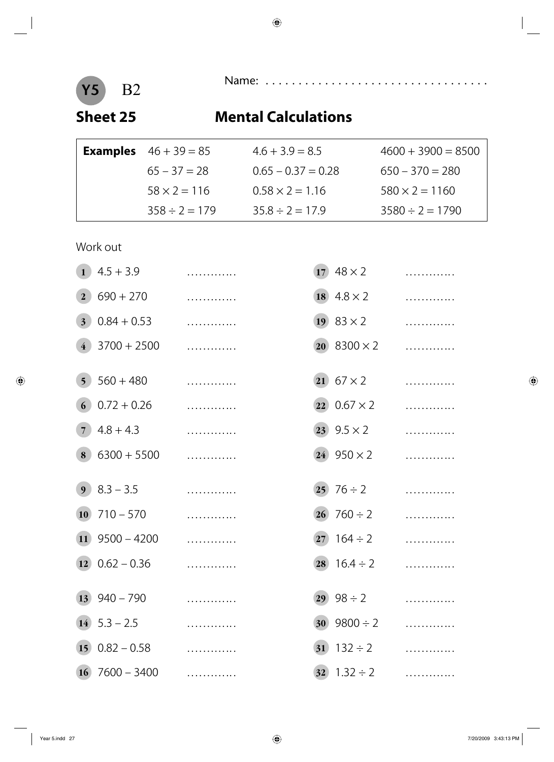**Y5** B2

Name: ...................................

## Sheet 25 Mental Calculations

| **Examples** | | |
|---|---|---|
| $46 + 39 = 85$ | $4.6 + 3.9 = 8.5$ | $4600 + 3900 = 8500$ |
| $65 - 37 = 28$ | $0.65 - 0.37 = 0.28$ | $650 - 370 = 280$ |
| $58 \times 2 = 116$ | $0.58 \times 2 = 1.16$ | $580 \times 2 = 1160$ |
| $358 \div 2 = 179$ | $35.8 \div 2 = 17.9$ | $3580 \div 2 = 1790$ |

Work out

1. $4.5 + 3.9$ ............
2. $690 + 270$ ............
3. $0.84 + 0.53$ ............
4. $3700 + 2500$ ............
5. $560 + 480$ ............
6. $0.72 + 0.26$ ............
7. $4.8 + 4.3$ ............
8. $6300 + 5500$ ............
9. $8.3 - 3.5$ ............
10. $710 - 570$ ............
11. $9500 - 4200$ ............
12. $0.62 - 0.36$ ............
13. $940 - 790$ ............
14. $5.3 - 2.5$ ............
15. $0.82 - 0.58$ ............
16. $7600 - 3400$ ............
17. $48 \times 2$ ............
18. $4.8 \times 2$ ............
19. $83 \times 2$ ............
20. $8300 \times 2$ ............
21. $67 \times 2$ ............
22. $0.67 \times 2$ ............
23. $9.5 \times 2$ ............
24. $950 \times 2$ ............
25. $76 \div 2$ ............
26. $760 \div 2$ ............
27. $164 \div 2$ ............
28. $16.4 \div 2$ ............
29. $98 \div 2$ ............
30. $9800 \div 2$ ............
31. $132 \div 2$ ............
32. $1.32 \div 2$ ............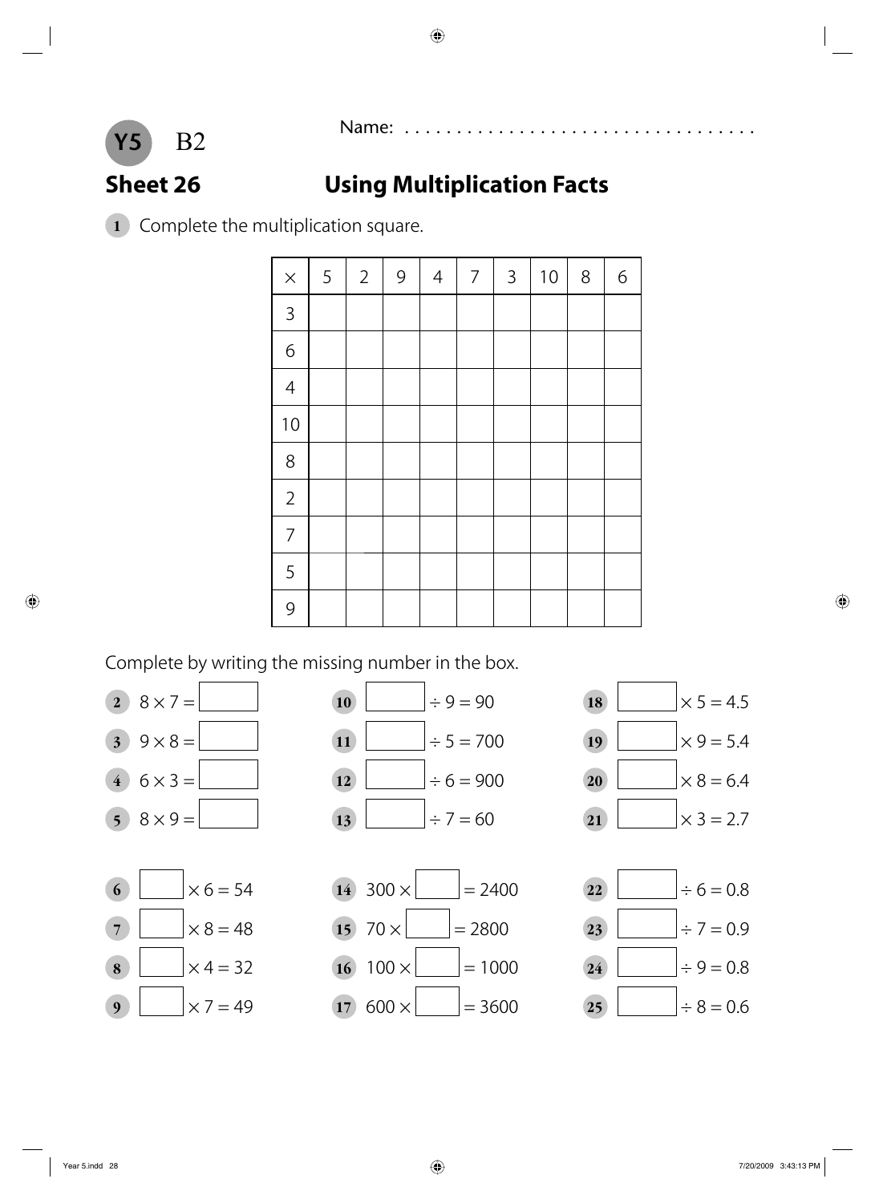**Y5** B2

Name: ..................................

## Sheet 26 Using Multiplication Facts

**1** Complete the multiplication square.

| × | 5 | 2 | 9 | 4 | 7 | 3 | 10 | 8 | 6 |
|---|---|---|---|---|---|---|---|---|---|
| 3 | | | | | | | | | |
| 6 | | | | | | | | | |
| 4 | | | | | | | | | |
| 10 | | | | | | | | | |
| 8 | | | | | | | | | |
| 2 | | | | | | | | | |
| 7 | | | | | | | | | |
| 5 | | | | | | | | | |
| 9 | | | | | | | | | |

Complete by writing the missing number in the box.

**2** $8 \times 7 = \square$

**3** $9 \times 8 = \square$

**4** $6 \times 3 = \square$

**5** $8 \times 9 = \square$

**6** $\square \times 6 = 54$

**7** $\square \times 8 = 48$

**8** $\square \times 4 = 32$

**9** $\square \times 7 = 49$

**10** $\square \div 9 = 90$

**11** $\square \div 5 = 700$

**12** $\square \div 6 = 900$

**13** $\square \div 7 = 60$

**14** $300 \times \square = 2400$

**15** $70 \times \square = 2800$

**16** $100 \times \square = 1000$

**17** $600 \times \square = 3600$

**18** $\square \times 5 = 4.5$

**19** $\square \times 9 = 5.4$

**20** $\square \times 8 = 6.4$

**21** $\square \times 3 = 2.7$

**22** $\square \div 6 = 0.8$

**23** $\square \div 7 = 0.9$

**24** $\square \div 9 = 0.8$

**25** $\square \div 8 = 0.6$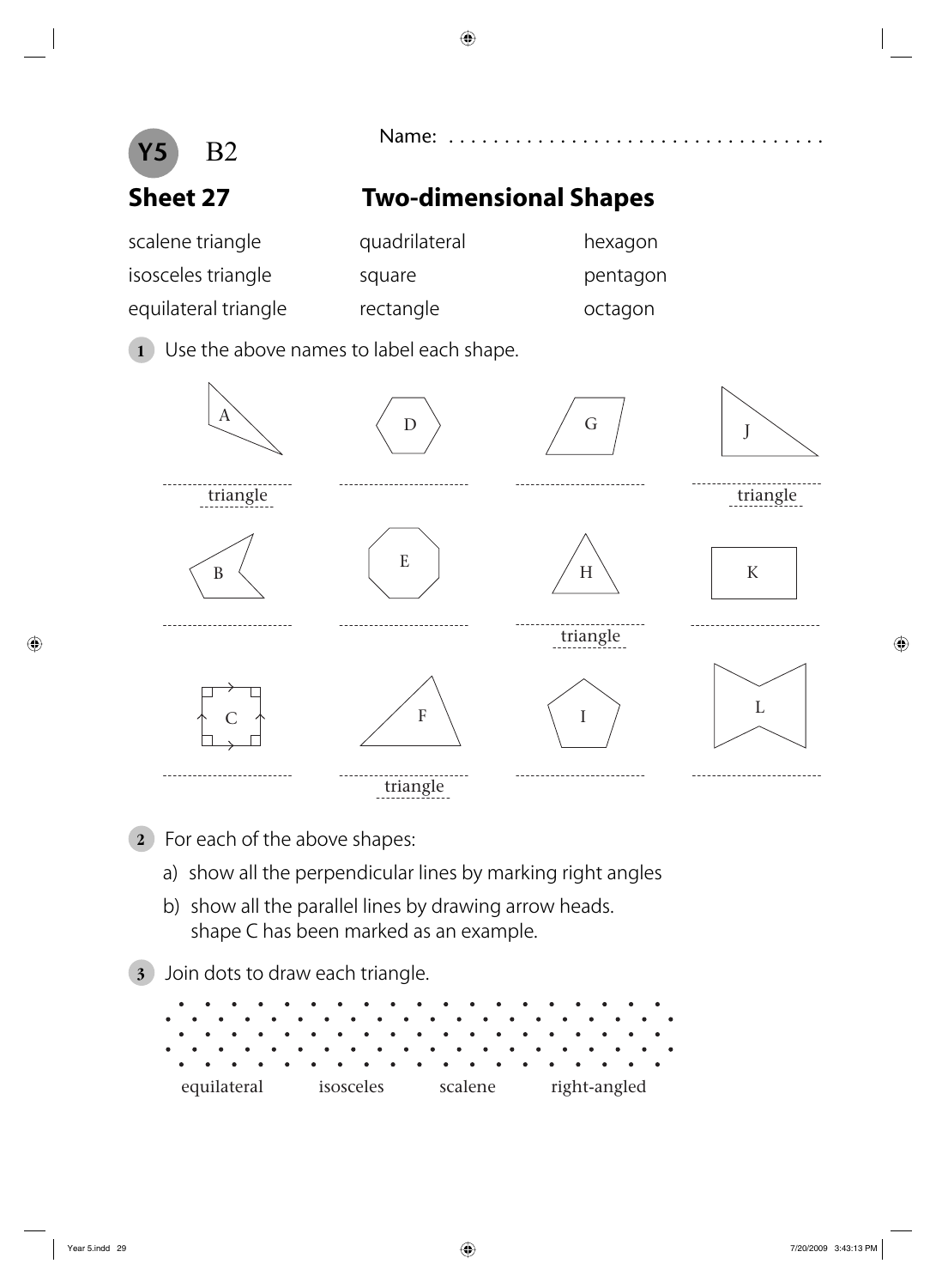**Y5** B2

Name: . . . . . . . . . . . . . . . . . . . . . . . . . . . . . . . . . .

## Sheet 27 Two-dimensional Shapes

| | | |
|---|---|---|
| scalene triangle | quadrilateral | hexagon |
| isosceles triangle | square | pentagon |
| equilateral triangle | rectangle | octagon |

**1** Use the above names to label each shape.

| | | | |
|---|---|---|---|
| A | D | G | J |
| ............ triangle | ............ | ............ | ............ triangle |
| B | E | H | K |
| ............ | ............ | ............ triangle | ............ |
| C | F | I | L |
| ............ | ............ triangle | ............ | ............ |

**2** For each of the above shapes:

a) show all the perpendicular lines by marking right angles

b) show all the parallel lines by drawing arrow heads.
shape C has been marked as an example.

**3** Join dots to draw each triangle.

equilateral isosceles scalene right-angled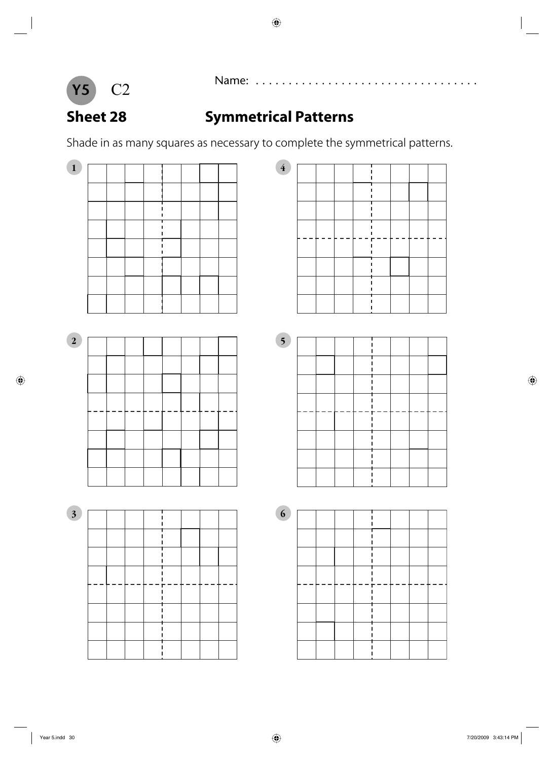Y5 C2

Name: . . . . . . . . . . . . . . . . . . . . . . . . . . . . . . . . . .

## Sheet 28 Symmetrical Patterns

Shade in as many squares as necessary to complete the symmetrical patterns.

**1**

**2**

**3**

**4**

**5**

**6**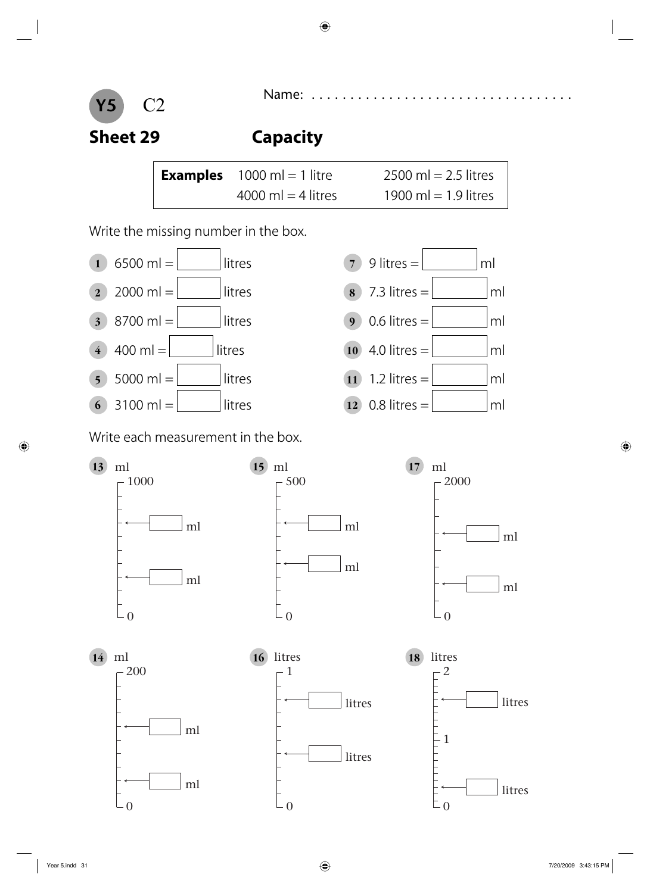Y5 C2

Name: ..................................

## Sheet 29 Capacity

| **Examples** | 1000 ml = 1 litre | 2500 ml = 2.5 litres |
|---|---|---|
| | 4000 ml = 4 litres | 1900 ml = 1.9 litres |

Write the missing number in the box.

1. 6500 ml = ☐ litres
2. 2000 ml = ☐ litres
3. 8700 ml = ☐ litres
4. 400 ml = ☐ litres
5. 5000 ml = ☐ litres
6. 3100 ml = ☐ litres
7. 9 litres = ☐ ml
8. 7.3 litres = ☐ ml
9. 0.6 litres = ☐ ml
10. 4.0 litres = ☐ ml
11. 1.2 litres = ☐ ml
12. 0.8 litres = ☐ ml

Write each measurement in the box.

13. ml — scale 0 to 1000: ☐ ml, ☐ ml
14. ml — scale 0 to 200: ☐ ml, ☐ ml
15. ml — scale 0 to 500: ☐ ml, ☐ ml
16. litres — scale 0 to 1: ☐ litres, ☐ litres
17. ml — scale 0 to 2000: ☐ ml, ☐ ml
18. litres — scale 0 to 2 (1 marked): ☐ litres, ☐ litres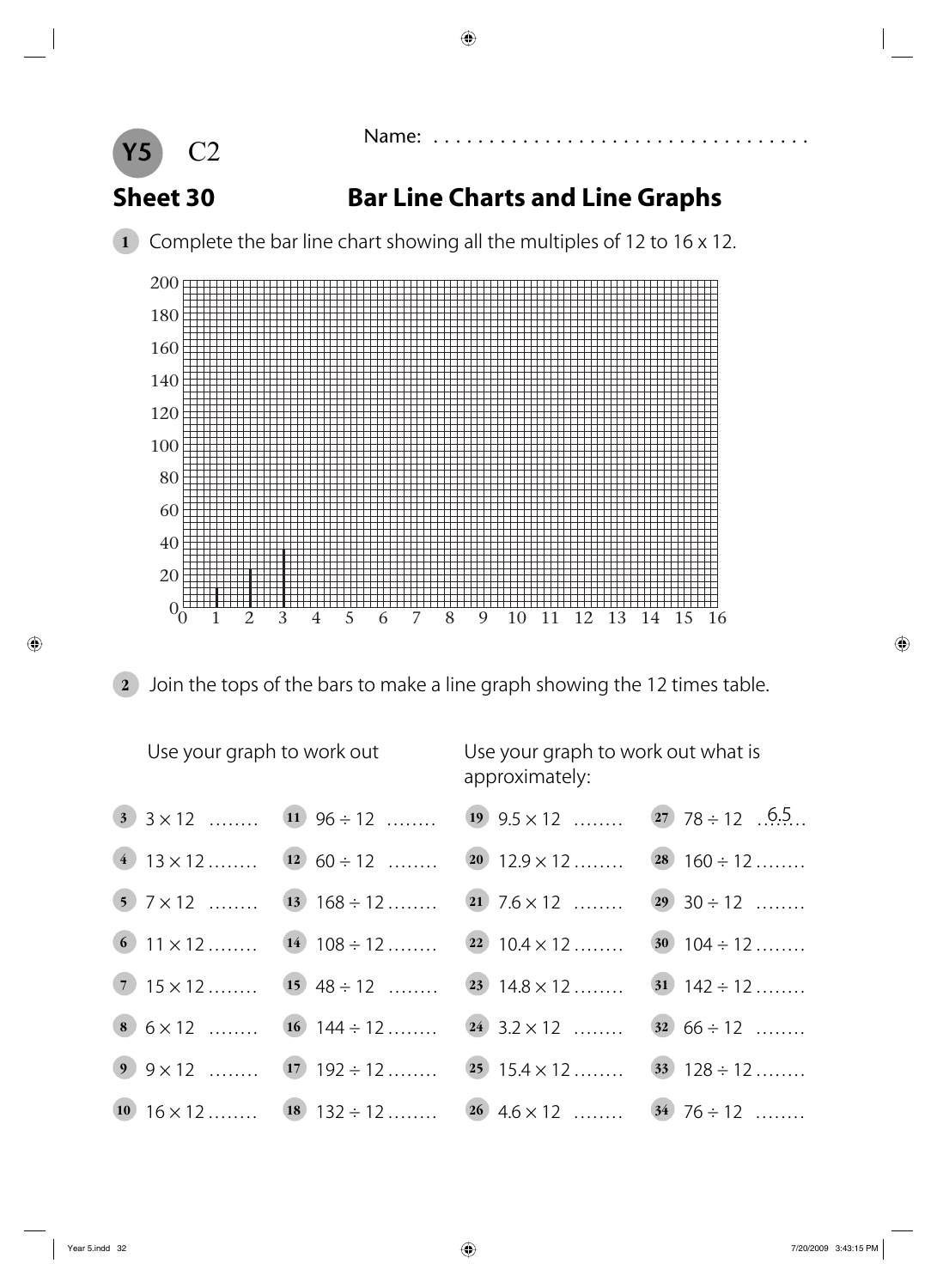Y5 C2

Name: ...................................

## Sheet 30 Bar Line Charts and Line Graphs

**1** Complete the bar line chart showing all the multiples of 12 to 16 x 12.

200
180
160
140
120
100
80
60
40
20
0
0 1 2 3 4 5 6 7 8 9 10 11 12 13 14 15 16

**2** Join the tops of the bars to make a line graph showing the 12 times table.

Use your graph to work out

Use your graph to work out what is approximately:

| | | | |
|---|---|---|---|
| **3** $3 \times 12$ ........ | **11** $96 \div 12$ ........ | **19** $9.5 \times 12$ ........ | **27** $78 \div 12$ ..6.5.. |
| **4** $13 \times 12$ ........ | **12** $60 \div 12$ ........ | **20** $12.9 \times 12$ ........ | **28** $160 \div 12$ ........ |
| **5** $7 \times 12$ ........ | **13** $168 \div 12$ ........ | **21** $7.6 \times 12$ ........ | **29** $30 \div 12$ ........ |
| **6** $11 \times 12$ ........ | **14** $108 \div 12$ ........ | **22** $10.4 \times 12$ ........ | **30** $104 \div 12$ ........ |
| **7** $15 \times 12$ ........ | **15** $48 \div 12$ ........ | **23** $14.8 \times 12$ ........ | **31** $142 \div 12$ ........ |
| **8** $6 \times 12$ ........ | **16** $144 \div 12$ ........ | **24** $3.2 \times 12$ ........ | **32** $66 \div 12$ ........ |
| **9** $9 \times 12$ ........ | **17** $192 \div 12$ ........ | **25** $15.4 \times 12$ ........ | **33** $128 \div 12$ ........ |
| **10** $16 \times 12$ ........ | **18** $132 \div 12$ ........ | **26** $4.6 \times 12$ ........ | **34** $76 \div 12$ ........ |